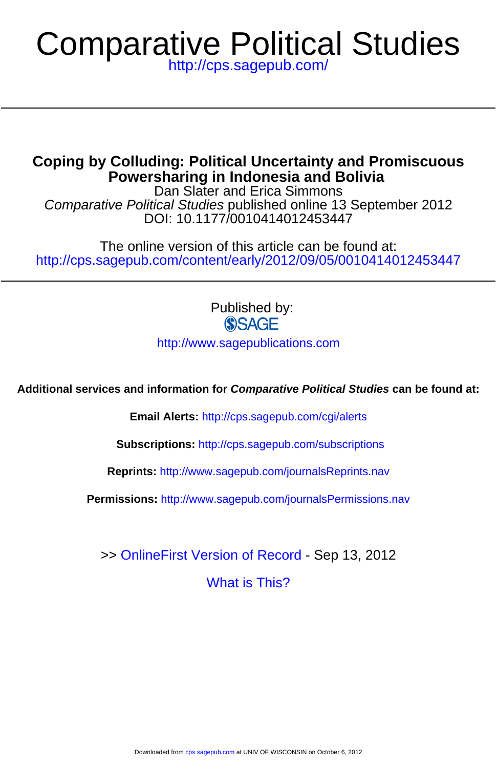# Comparative Political Studies

http://cps.sagepub.com/

## Coping by Colluding: Political Uncertainty and Promiscuous Powersharing in Indonesia and Bolivia

Dan Slater and Erica Simmons

*Comparative Political Studies* published online 13 September 2012

DOI: 10.1177/0010414012453447

The online version of this article can be found at:

http://cps.sagepub.com/content/early/2012/09/05/0010414012453447

Published by:

SAGE

http://www.sagepublications.com

**Additional services and information for *Comparative Political Studies* can be found at:**

**Email Alerts:** http://cps.sagepub.com/cgi/alerts

**Subscriptions:** http://cps.sagepub.com/subscriptions

**Reprints:** http://www.sagepub.com/journalsReprints.nav

**Permissions:** http://www.sagepub.com/journalsPermissions.nav

>> OnlineFirst Version of Record - Sep 13, 2012

What is This?

Downloaded from cps.sagepub.com at UNIV OF WISCONSIN on October 6, 2012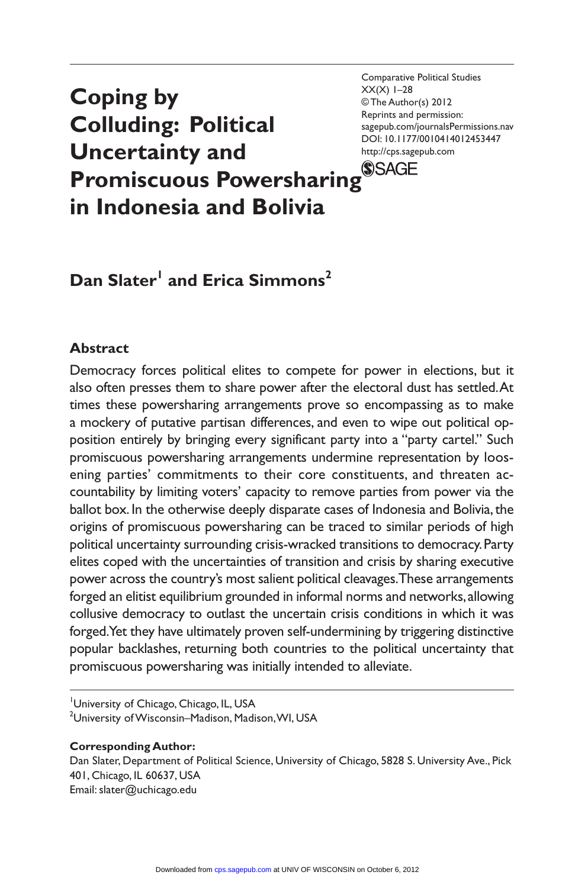# Coping by Colluding: Political Uncertainty and Promiscuous Powersharing in Indonesia and Bolivia

**Dan Slater[1] and Erica Simmons[2]**

## Abstract

Democracy forces political elites to compete for power in elections, but it also often presses them to share power after the electoral dust has settled. At times these powersharing arrangements prove so encompassing as to make a mockery of putative partisan differences, and even to wipe out political opposition entirely by bringing every significant party into a "party cartel." Such promiscuous powersharing arrangements undermine representation by loosening parties' commitments to their core constituents, and threaten accountability by limiting voters' capacity to remove parties from power via the ballot box. In the otherwise deeply disparate cases of Indonesia and Bolivia, the origins of promiscuous powersharing can be traced to similar periods of high political uncertainty surrounding crisis-wracked transitions to democracy. Party elites coped with the uncertainties of transition and crisis by sharing executive power across the country's most salient political cleavages. These arrangements forged an elitist equilibrium grounded in informal norms and networks, allowing collusive democracy to outlast the uncertain crisis conditions in which it was forged. Yet they have ultimately proven self-undermining by triggering distinctive popular backlashes, returning both countries to the political uncertainty that promiscuous powersharing was initially intended to alleviate.

---

[1] University of Chicago, Chicago, IL, USA
[2] University of Wisconsin–Madison, Madison, WI, USA

**Corresponding Author:**
Dan Slater, Department of Political Science, University of Chicago, 5828 S. University Ave., Pick 401, Chicago, IL 60637, USA
Email: slater@uchicago.edu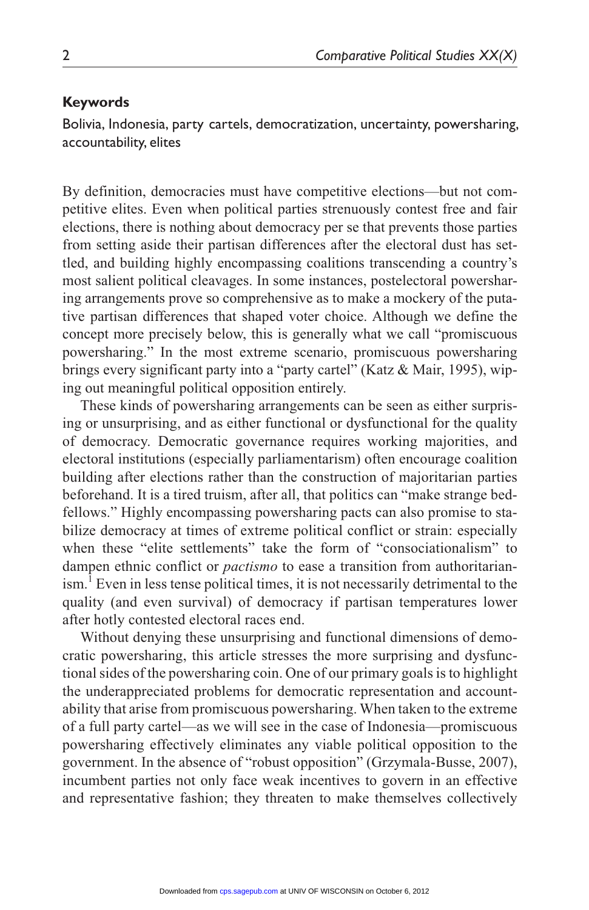## Keywords

Bolivia, Indonesia, party cartels, democratization, uncertainty, powersharing, accountability, elites

By definition, democracies must have competitive elections—but not competitive elites. Even when political parties strenuously contest free and fair elections, there is nothing about democracy per se that prevents those parties from setting aside their partisan differences after the electoral dust has settled, and building highly encompassing coalitions transcending a country's most salient political cleavages. In some instances, postelectoral powersharing arrangements prove so comprehensive as to make a mockery of the putative partisan differences that shaped voter choice. Although we define the concept more precisely below, this is generally what we call "promiscuous powersharing." In the most extreme scenario, promiscuous powersharing brings every significant party into a "party cartel" (Katz & Mair, 1995), wiping out meaningful political opposition entirely.

These kinds of powersharing arrangements can be seen as either surprising or unsurprising, and as either functional or dysfunctional for the quality of democracy. Democratic governance requires working majorities, and electoral institutions (especially parliamentarism) often encourage coalition building after elections rather than the construction of majoritarian parties beforehand. It is a tired truism, after all, that politics can "make strange bedfellows." Highly encompassing powersharing pacts can also promise to stabilize democracy at times of extreme political conflict or strain: especially when these "elite settlements" take the form of "consociationalism" to dampen ethnic conflict or *pactismo* to ease a transition from authoritarianism.[1] Even in less tense political times, it is not necessarily detrimental to the quality (and even survival) of democracy if partisan temperatures lower after hotly contested electoral races end.

Without denying these unsurprising and functional dimensions of democratic powersharing, this article stresses the more surprising and dysfunctional sides of the powersharing coin. One of our primary goals is to highlight the underappreciated problems for democratic representation and accountability that arise from promiscuous powersharing. When taken to the extreme of a full party cartel—as we will see in the case of Indonesia—promiscuous powersharing effectively eliminates any viable political opposition to the government. In the absence of "robust opposition" (Grzymala-Busse, 2007), incumbent parties not only face weak incentives to govern in an effective and representative fashion; they threaten to make themselves collectively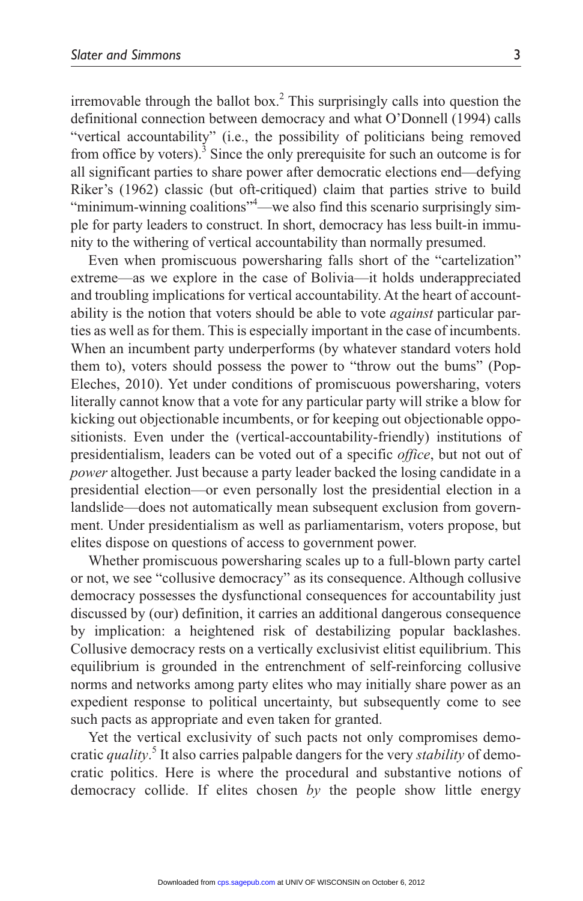irremovable through the ballot box.[2] This surprisingly calls into question the definitional connection between democracy and what O'Donnell (1994) calls "vertical accountability" (i.e., the possibility of politicians being removed from office by voters).[3] Since the only prerequisite for such an outcome is for all significant parties to share power after democratic elections end—defying Riker's (1962) classic (but oft-critiqued) claim that parties strive to build "minimum-winning coalitions"[4]—we also find this scenario surprisingly simple for party leaders to construct. In short, democracy has less built-in immunity to the withering of vertical accountability than normally presumed.

Even when promiscuous powersharing falls short of the "cartelization" extreme—as we explore in the case of Bolivia—it holds underappreciated and troubling implications for vertical accountability. At the heart of accountability is the notion that voters should be able to vote *against* particular parties as well as for them. This is especially important in the case of incumbents. When an incumbent party underperforms (by whatever standard voters hold them to), voters should possess the power to "throw out the bums" (Pop-Eleches, 2010). Yet under conditions of promiscuous powersharing, voters literally cannot know that a vote for any particular party will strike a blow for kicking out objectionable incumbents, or for keeping out objectionable oppositionists. Even under the (vertical-accountability-friendly) institutions of presidentialism, leaders can be voted out of a specific *office*, but not out of *power* altogether. Just because a party leader backed the losing candidate in a presidential election—or even personally lost the presidential election in a landslide—does not automatically mean subsequent exclusion from government. Under presidentialism as well as parliamentarism, voters propose, but elites dispose on questions of access to government power.

Whether promiscuous powersharing scales up to a full-blown party cartel or not, we see "collusive democracy" as its consequence. Although collusive democracy possesses the dysfunctional consequences for accountability just discussed by (our) definition, it carries an additional dangerous consequence by implication: a heightened risk of destabilizing popular backlashes. Collusive democracy rests on a vertically exclusivist elitist equilibrium. This equilibrium is grounded in the entrenchment of self-reinforcing collusive norms and networks among party elites who may initially share power as an expedient response to political uncertainty, but subsequently come to see such pacts as appropriate and even taken for granted.

Yet the vertical exclusivity of such pacts not only compromises democratic *quality*.[5] It also carries palpable dangers for the very *stability* of democratic politics. Here is where the procedural and substantive notions of democracy collide. If elites chosen *by* the people show little energy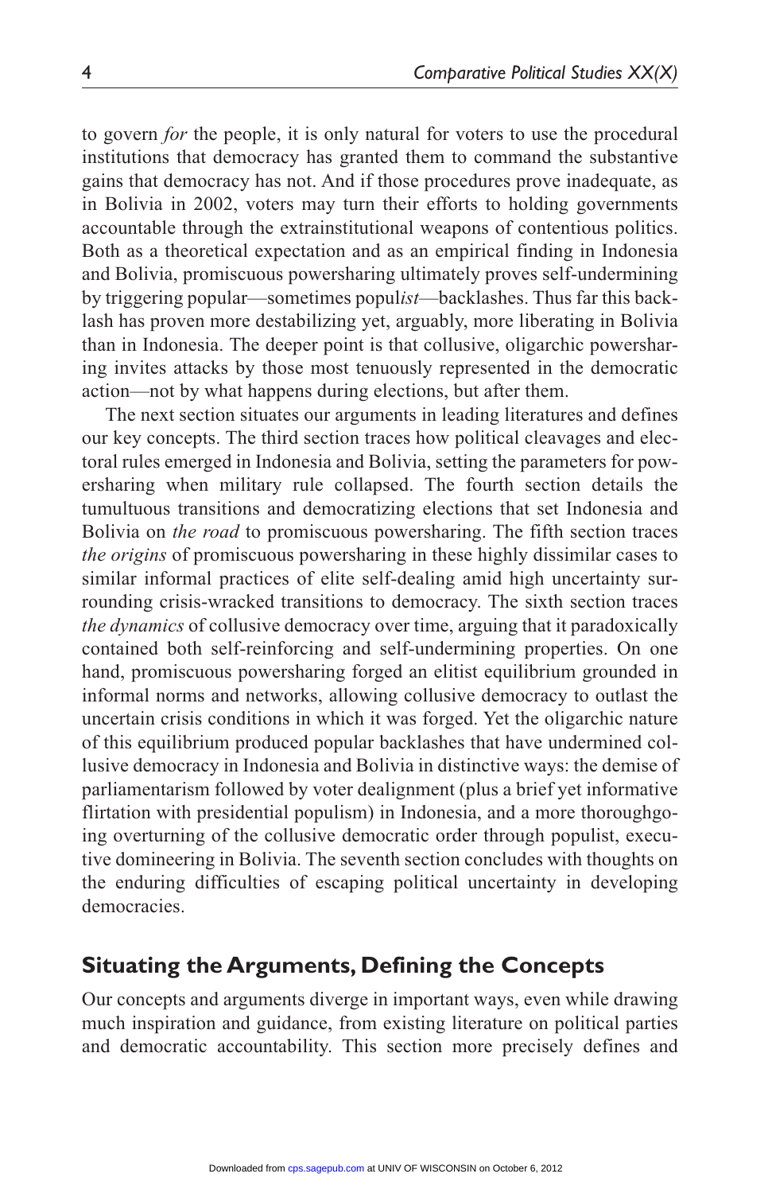to govern *for* the people, it is only natural for voters to use the procedural institutions that democracy has granted them to command the substantive gains that democracy has not. And if those procedures prove inadequate, as in Bolivia in 2002, voters may turn their efforts to holding governments accountable through the extrainstitutional weapons of contentious politics. Both as a theoretical expectation and as an empirical finding in Indonesia and Bolivia, promiscuous powersharing ultimately proves self-undermining by triggering popular—sometimes popul*ist*—backlashes. Thus far this backlash has proven more destabilizing yet, arguably, more liberating in Bolivia than in Indonesia. The deeper point is that collusive, oligarchic powersharing invites attacks by those most tenuously represented in the democratic action—not by what happens during elections, but after them.

The next section situates our arguments in leading literatures and defines our key concepts. The third section traces how political cleavages and electoral rules emerged in Indonesia and Bolivia, setting the parameters for powersharing when military rule collapsed. The fourth section details the tumultuous transitions and democratizing elections that set Indonesia and Bolivia on *the road* to promiscuous powersharing. The fifth section traces *the origins* of promiscuous powersharing in these highly dissimilar cases to similar informal practices of elite self-dealing amid high uncertainty surrounding crisis-wracked transitions to democracy. The sixth section traces *the dynamics* of collusive democracy over time, arguing that it paradoxically contained both self-reinforcing and self-undermining properties. On one hand, promiscuous powersharing forged an elitist equilibrium grounded in informal norms and networks, allowing collusive democracy to outlast the uncertain crisis conditions in which it was forged. Yet the oligarchic nature of this equilibrium produced popular backlashes that have undermined collusive democracy in Indonesia and Bolivia in distinctive ways: the demise of parliamentarism followed by voter dealignment (plus a brief yet informative flirtation with presidential populism) in Indonesia, and a more thoroughgoing overturning of the collusive democratic order through populist, executive domineering in Bolivia. The seventh section concludes with thoughts on the enduring difficulties of escaping political uncertainty in developing democracies.

## Situating the Arguments, Defining the Concepts

Our concepts and arguments diverge in important ways, even while drawing much inspiration and guidance, from existing literature on political parties and democratic accountability. This section more precisely defines and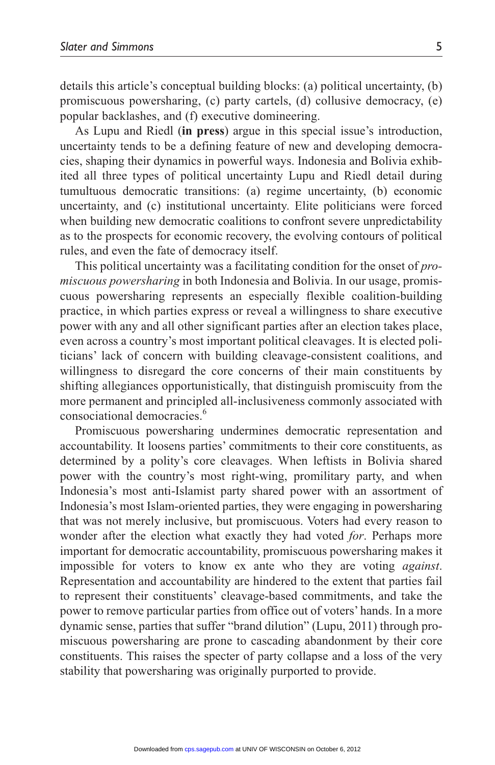details this article's conceptual building blocks: (a) political uncertainty, (b) promiscuous powersharing, (c) party cartels, (d) collusive democracy, (e) popular backlashes, and (f) executive domineering.

As Lupu and Riedl (**in press**) argue in this special issue's introduction, uncertainty tends to be a defining feature of new and developing democracies, shaping their dynamics in powerful ways. Indonesia and Bolivia exhibited all three types of political uncertainty Lupu and Riedl detail during tumultuous democratic transitions: (a) regime uncertainty, (b) economic uncertainty, and (c) institutional uncertainty. Elite politicians were forced when building new democratic coalitions to confront severe unpredictability as to the prospects for economic recovery, the evolving contours of political rules, and even the fate of democracy itself.

This political uncertainty was a facilitating condition for the onset of *promiscuous powersharing* in both Indonesia and Bolivia. In our usage, promiscuous powersharing represents an especially flexible coalition-building practice, in which parties express or reveal a willingness to share executive power with any and all other significant parties after an election takes place, even across a country's most important political cleavages. It is elected politicians' lack of concern with building cleavage-consistent coalitions, and willingness to disregard the core concerns of their main constituents by shifting allegiances opportunistically, that distinguish promiscuity from the more permanent and principled all-inclusiveness commonly associated with consociational democracies.[6]

Promiscuous powersharing undermines democratic representation and accountability. It loosens parties' commitments to their core constituents, as determined by a polity's core cleavages. When leftists in Bolivia shared power with the country's most right-wing, promilitary party, and when Indonesia's most anti-Islamist party shared power with an assortment of Indonesia's most Islam-oriented parties, they were engaging in powersharing that was not merely inclusive, but promiscuous. Voters had every reason to wonder after the election what exactly they had voted *for*. Perhaps more important for democratic accountability, promiscuous powersharing makes it impossible for voters to know ex ante who they are voting *against*. Representation and accountability are hindered to the extent that parties fail to represent their constituents' cleavage-based commitments, and take the power to remove particular parties from office out of voters' hands. In a more dynamic sense, parties that suffer "brand dilution" (Lupu, 2011) through promiscuous powersharing are prone to cascading abandonment by their core constituents. This raises the specter of party collapse and a loss of the very stability that powersharing was originally purported to provide.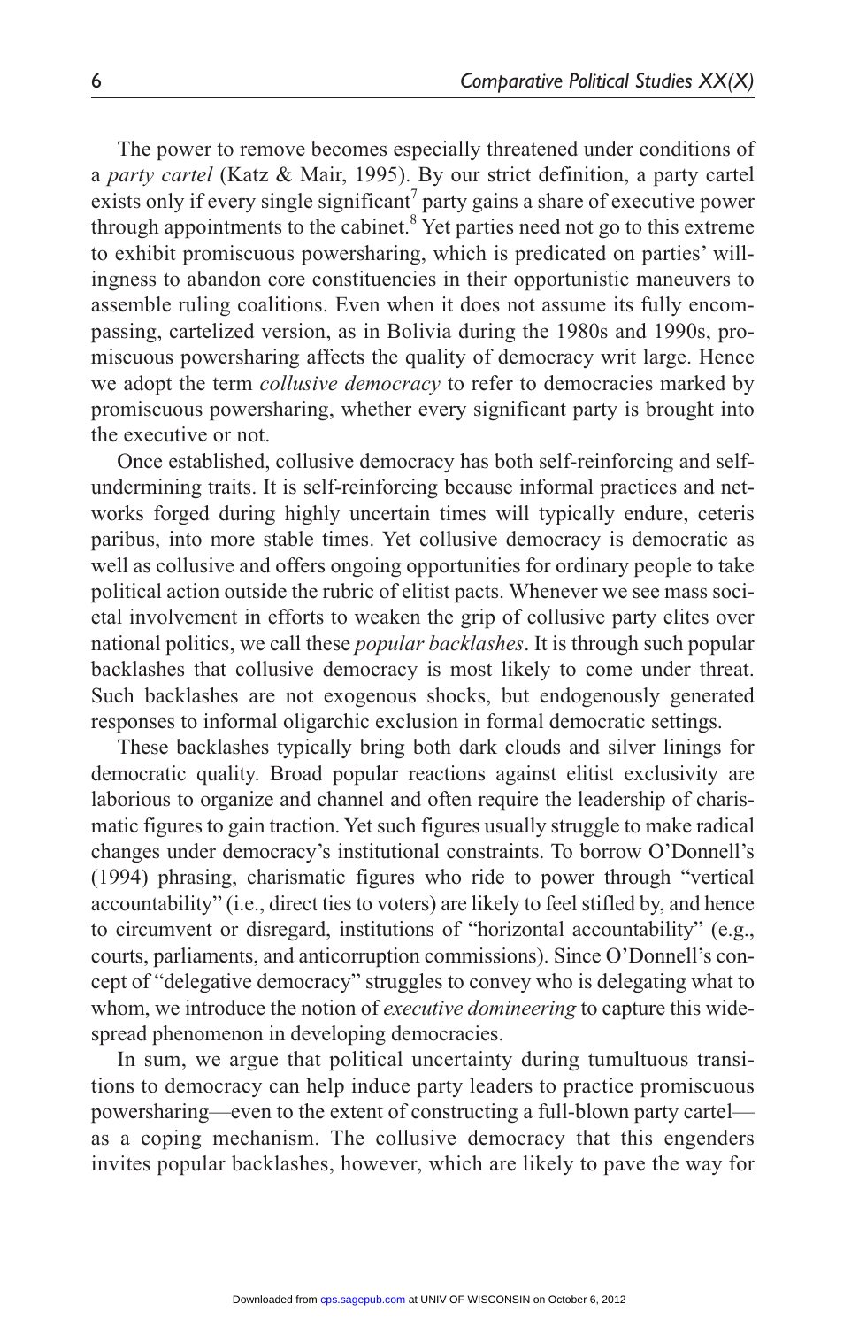The power to remove becomes especially threatened under conditions of a *party cartel* (Katz & Mair, 1995). By our strict definition, a party cartel exists only if every single significant[7] party gains a share of executive power through appointments to the cabinet.[8] Yet parties need not go to this extreme to exhibit promiscuous powersharing, which is predicated on parties' willingness to abandon core constituencies in their opportunistic maneuvers to assemble ruling coalitions. Even when it does not assume its fully encompassing, cartelized version, as in Bolivia during the 1980s and 1990s, promiscuous powersharing affects the quality of democracy writ large. Hence we adopt the term *collusive democracy* to refer to democracies marked by promiscuous powersharing, whether every significant party is brought into the executive or not.

Once established, collusive democracy has both self-reinforcing and self-undermining traits. It is self-reinforcing because informal practices and networks forged during highly uncertain times will typically endure, ceteris paribus, into more stable times. Yet collusive democracy is democratic as well as collusive and offers ongoing opportunities for ordinary people to take political action outside the rubric of elitist pacts. Whenever we see mass societal involvement in efforts to weaken the grip of collusive party elites over national politics, we call these *popular backlashes*. It is through such popular backlashes that collusive democracy is most likely to come under threat. Such backlashes are not exogenous shocks, but endogenously generated responses to informal oligarchic exclusion in formal democratic settings.

These backlashes typically bring both dark clouds and silver linings for democratic quality. Broad popular reactions against elitist exclusivity are laborious to organize and channel and often require the leadership of charismatic figures to gain traction. Yet such figures usually struggle to make radical changes under democracy's institutional constraints. To borrow O'Donnell's (1994) phrasing, charismatic figures who ride to power through "vertical accountability" (i.e., direct ties to voters) are likely to feel stifled by, and hence to circumvent or disregard, institutions of "horizontal accountability" (e.g., courts, parliaments, and anticorruption commissions). Since O'Donnell's concept of "delegative democracy" struggles to convey who is delegating what to whom, we introduce the notion of *executive domineering* to capture this widespread phenomenon in developing democracies.

In sum, we argue that political uncertainty during tumultuous transitions to democracy can help induce party leaders to practice promiscuous powersharing—even to the extent of constructing a full-blown party cartel—as a coping mechanism. The collusive democracy that this engenders invites popular backlashes, however, which are likely to pave the way for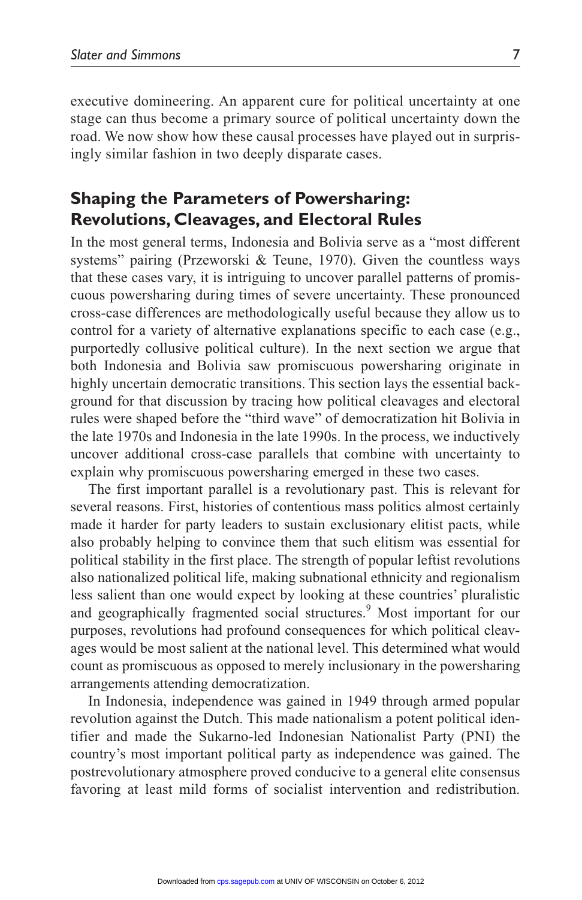executive domineering. An apparent cure for political uncertainty at one stage can thus become a primary source of political uncertainty down the road. We now show how these causal processes have played out in surprisingly similar fashion in two deeply disparate cases.

## Shaping the Parameters of Powersharing: Revolutions, Cleavages, and Electoral Rules

In the most general terms, Indonesia and Bolivia serve as a "most different systems" pairing (Przeworski & Teune, 1970). Given the countless ways that these cases vary, it is intriguing to uncover parallel patterns of promiscuous powersharing during times of severe uncertainty. These pronounced cross-case differences are methodologically useful because they allow us to control for a variety of alternative explanations specific to each case (e.g., purportedly collusive political culture). In the next section we argue that both Indonesia and Bolivia saw promiscuous powersharing originate in highly uncertain democratic transitions. This section lays the essential background for that discussion by tracing how political cleavages and electoral rules were shaped before the "third wave" of democratization hit Bolivia in the late 1970s and Indonesia in the late 1990s. In the process, we inductively uncover additional cross-case parallels that combine with uncertainty to explain why promiscuous powersharing emerged in these two cases.

The first important parallel is a revolutionary past. This is relevant for several reasons. First, histories of contentious mass politics almost certainly made it harder for party leaders to sustain exclusionary elitist pacts, while also probably helping to convince them that such elitism was essential for political stability in the first place. The strength of popular leftist revolutions also nationalized political life, making subnational ethnicity and regionalism less salient than one would expect by looking at these countries' pluralistic and geographically fragmented social structures.[9] Most important for our purposes, revolutions had profound consequences for which political cleavages would be most salient at the national level. This determined what would count as promiscuous as opposed to merely inclusionary in the powersharing arrangements attending democratization.

In Indonesia, independence was gained in 1949 through armed popular revolution against the Dutch. This made nationalism a potent political identifier and made the Sukarno-led Indonesian Nationalist Party (PNI) the country's most important political party as independence was gained. The postrevolutionary atmosphere proved conducive to a general elite consensus favoring at least mild forms of socialist intervention and redistribution.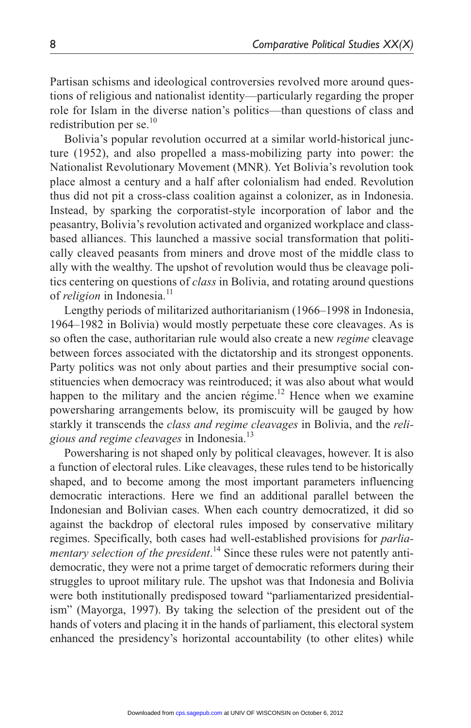Partisan schisms and ideological controversies revolved more around questions of religious and nationalist identity—particularly regarding the proper role for Islam in the diverse nation's politics—than questions of class and redistribution per se.[10]

Bolivia's popular revolution occurred at a similar world-historical juncture (1952), and also propelled a mass-mobilizing party into power: the Nationalist Revolutionary Movement (MNR). Yet Bolivia's revolution took place almost a century and a half after colonialism had ended. Revolution thus did not pit a cross-class coalition against a colonizer, as in Indonesia. Instead, by sparking the corporatist-style incorporation of labor and the peasantry, Bolivia's revolution activated and organized workplace and class-based alliances. This launched a massive social transformation that politically cleaved peasants from miners and drove most of the middle class to ally with the wealthy. The upshot of revolution would thus be cleavage politics centering on questions of *class* in Bolivia, and rotating around questions of *religion* in Indonesia.[11]

Lengthy periods of militarized authoritarianism (1966–1998 in Indonesia, 1964–1982 in Bolivia) would mostly perpetuate these core cleavages. As is so often the case, authoritarian rule would also create a new *regime* cleavage between forces associated with the dictatorship and its strongest opponents. Party politics was not only about parties and their presumptive social constituencies when democracy was reintroduced; it was also about what would happen to the military and the ancien régime.[12] Hence when we examine powersharing arrangements below, its promiscuity will be gauged by how starkly it transcends the *class and regime cleavages* in Bolivia, and the *religious and regime cleavages* in Indonesia.[13]

Powersharing is not shaped only by political cleavages, however. It is also a function of electoral rules. Like cleavages, these rules tend to be historically shaped, and to become among the most important parameters influencing democratic interactions. Here we find an additional parallel between the Indonesian and Bolivian cases. When each country democratized, it did so against the backdrop of electoral rules imposed by conservative military regimes. Specifically, both cases had well-established provisions for *parliamentary selection of the president*.[14] Since these rules were not patently antidemocratic, they were not a prime target of democratic reformers during their struggles to uproot military rule. The upshot was that Indonesia and Bolivia were both institutionally predisposed toward "parliamentarized presidentialism" (Mayorga, 1997). By taking the selection of the president out of the hands of voters and placing it in the hands of parliament, this electoral system enhanced the presidency's horizontal accountability (to other elites) while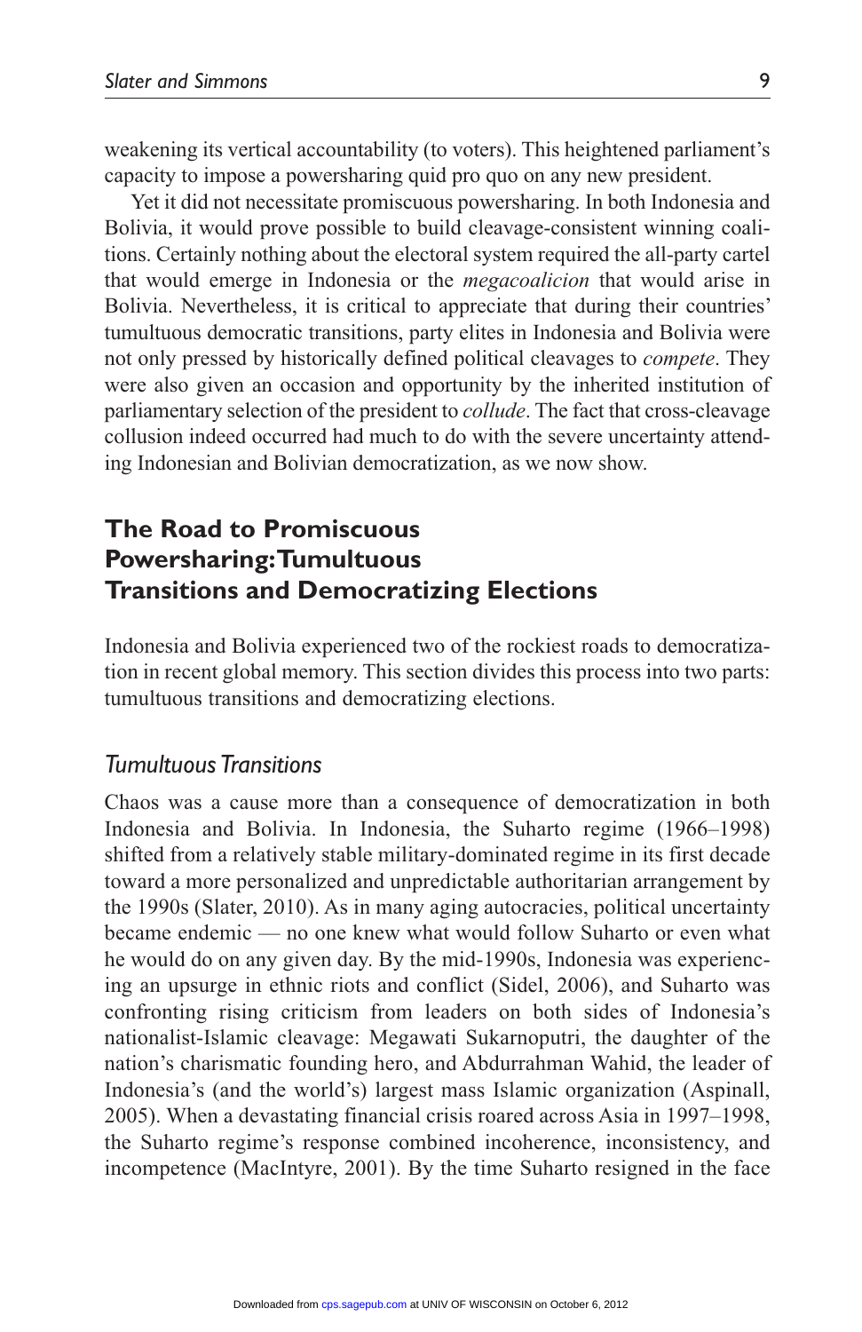weakening its vertical accountability (to voters). This heightened parliament's capacity to impose a powersharing quid pro quo on any new president.

Yet it did not necessitate promiscuous powersharing. In both Indonesia and Bolivia, it would prove possible to build cleavage-consistent winning coalitions. Certainly nothing about the electoral system required the all-party cartel that would emerge in Indonesia or the *megacoalicion* that would arise in Bolivia. Nevertheless, it is critical to appreciate that during their countries' tumultuous democratic transitions, party elites in Indonesia and Bolivia were not only pressed by historically defined political cleavages to *compete*. They were also given an occasion and opportunity by the inherited institution of parliamentary selection of the president to *collude*. The fact that cross-cleavage collusion indeed occurred had much to do with the severe uncertainty attending Indonesian and Bolivian democratization, as we now show.

## The Road to Promiscuous Powersharing: Tumultuous Transitions and Democratizing Elections

Indonesia and Bolivia experienced two of the rockiest roads to democratization in recent global memory. This section divides this process into two parts: tumultuous transitions and democratizing elections.

### *Tumultuous Transitions*

Chaos was a cause more than a consequence of democratization in both Indonesia and Bolivia. In Indonesia, the Suharto regime (1966–1998) shifted from a relatively stable military-dominated regime in its first decade toward a more personalized and unpredictable authoritarian arrangement by the 1990s (Slater, 2010). As in many aging autocracies, political uncertainty became endemic — no one knew what would follow Suharto or even what he would do on any given day. By the mid-1990s, Indonesia was experiencing an upsurge in ethnic riots and conflict (Sidel, 2006), and Suharto was confronting rising criticism from leaders on both sides of Indonesia's nationalist-Islamic cleavage: Megawati Sukarnoputri, the daughter of the nation's charismatic founding hero, and Abdurrahman Wahid, the leader of Indonesia's (and the world's) largest mass Islamic organization (Aspinall, 2005). When a devastating financial crisis roared across Asia in 1997–1998, the Suharto regime's response combined incoherence, inconsistency, and incompetence (MacIntyre, 2001). By the time Suharto resigned in the face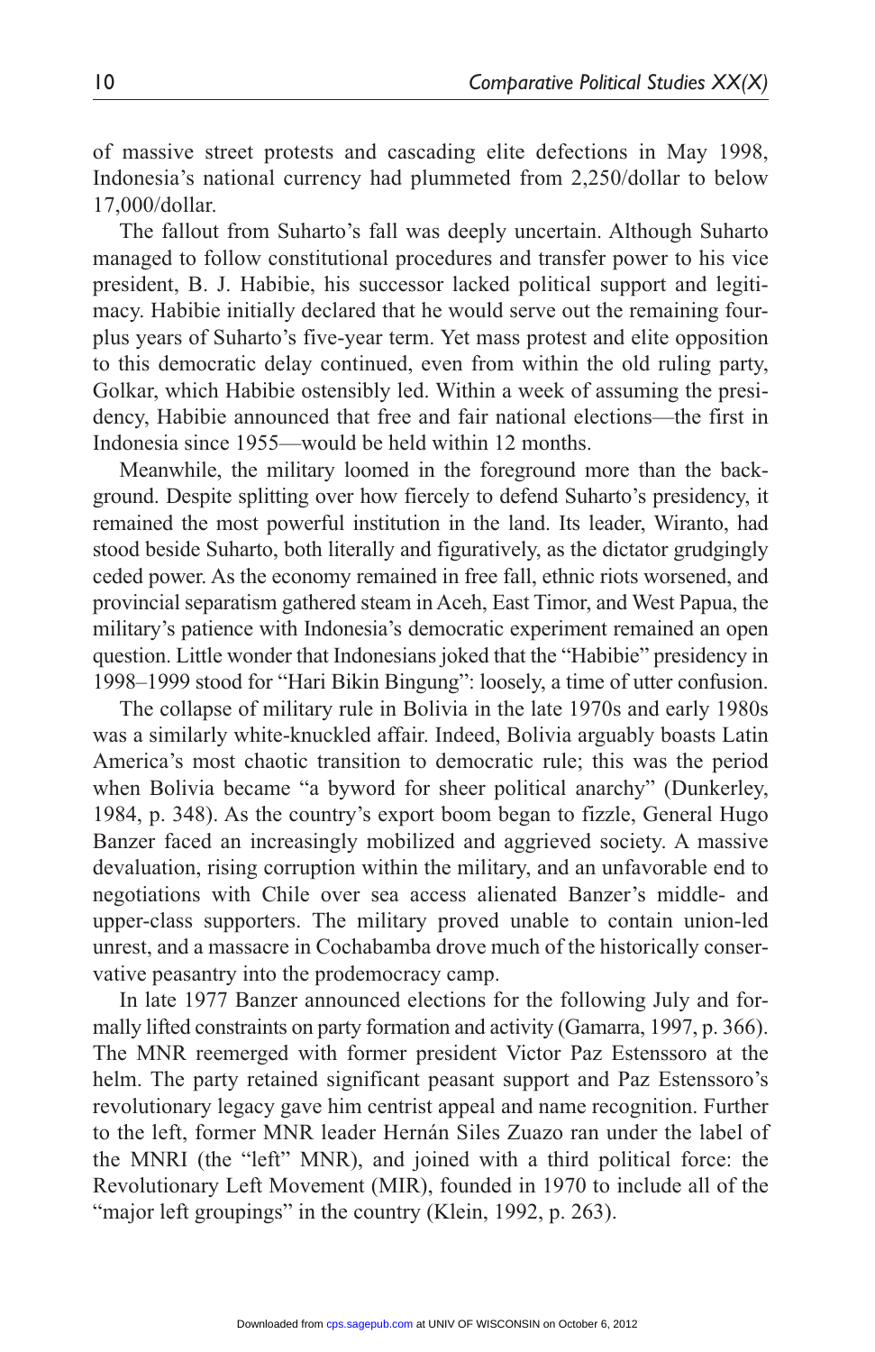of massive street protests and cascading elite defections in May 1998, Indonesia's national currency had plummeted from 2,250/dollar to below 17,000/dollar.

The fallout from Suharto's fall was deeply uncertain. Although Suharto managed to follow constitutional procedures and transfer power to his vice president, B. J. Habibie, his successor lacked political support and legitimacy. Habibie initially declared that he would serve out the remaining four-plus years of Suharto's five-year term. Yet mass protest and elite opposition to this democratic delay continued, even from within the old ruling party, Golkar, which Habibie ostensibly led. Within a week of assuming the presidency, Habibie announced that free and fair national elections—the first in Indonesia since 1955—would be held within 12 months.

Meanwhile, the military loomed in the foreground more than the background. Despite splitting over how fiercely to defend Suharto's presidency, it remained the most powerful institution in the land. Its leader, Wiranto, had stood beside Suharto, both literally and figuratively, as the dictator grudgingly ceded power. As the economy remained in free fall, ethnic riots worsened, and provincial separatism gathered steam in Aceh, East Timor, and West Papua, the military's patience with Indonesia's democratic experiment remained an open question. Little wonder that Indonesians joked that the "Habibie" presidency in 1998–1999 stood for "Hari Bikin Bingung": loosely, a time of utter confusion.

The collapse of military rule in Bolivia in the late 1970s and early 1980s was a similarly white-knuckled affair. Indeed, Bolivia arguably boasts Latin America's most chaotic transition to democratic rule; this was the period when Bolivia became "a byword for sheer political anarchy" (Dunkerley, 1984, p. 348). As the country's export boom began to fizzle, General Hugo Banzer faced an increasingly mobilized and aggrieved society. A massive devaluation, rising corruption within the military, and an unfavorable end to negotiations with Chile over sea access alienated Banzer's middle- and upper-class supporters. The military proved unable to contain union-led unrest, and a massacre in Cochabamba drove much of the historically conservative peasantry into the prodemocracy camp.

In late 1977 Banzer announced elections for the following July and formally lifted constraints on party formation and activity (Gamarra, 1997, p. 366). The MNR reemerged with former president Victor Paz Estenssoro at the helm. The party retained significant peasant support and Paz Estenssoro's revolutionary legacy gave him centrist appeal and name recognition. Further to the left, former MNR leader Hernán Siles Zuazo ran under the label of the MNRI (the "left" MNR), and joined with a third political force: the Revolutionary Left Movement (MIR), founded in 1970 to include all of the "major left groupings" in the country (Klein, 1992, p. 263).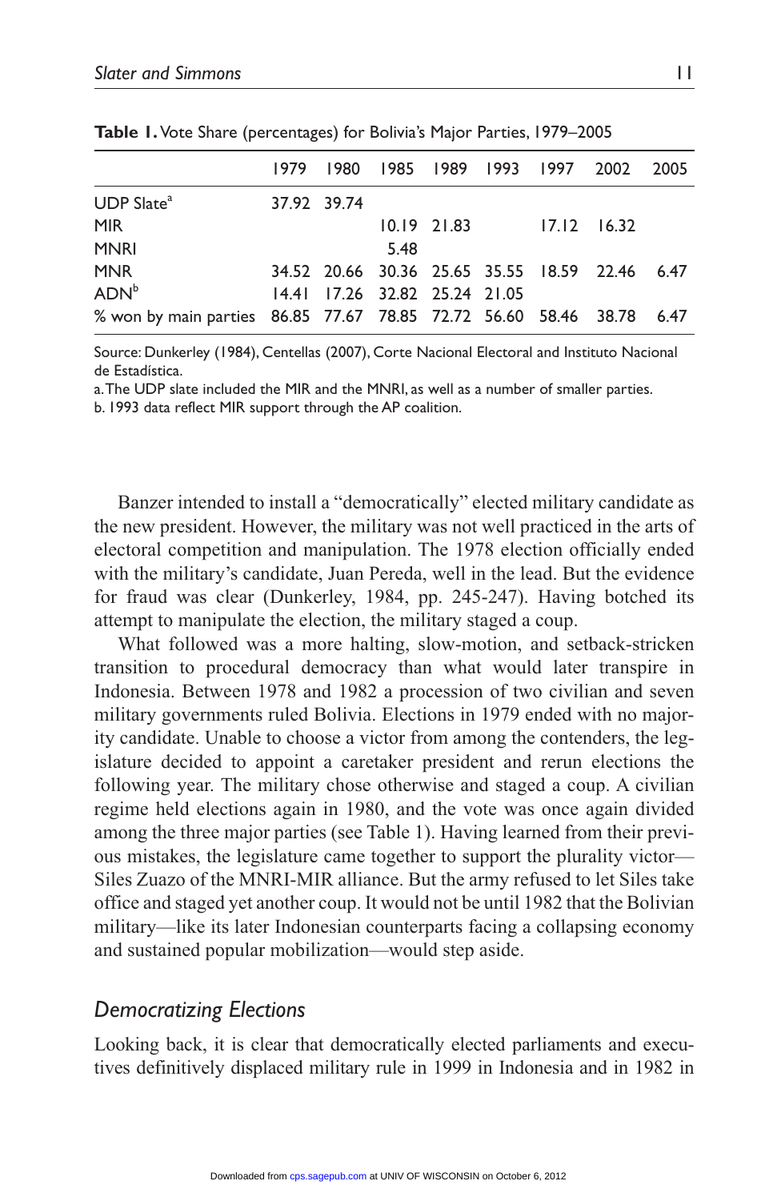**Table 1.** Vote Share (percentages) for Bolivia's Major Parties, 1979–2005

| | 1979 | 1980 | 1985 | 1989 | 1993 | 1997 | 2002 | 2005 |
|---|---|---|---|---|---|---|---|---|
| UDP Slate[a] | 37.92 | 39.74 | | | | | | |
| MIR | | | 10.19 | 21.83 | | 17.12 | 16.32 | |
| MNRI | | | 5.48 | | | | | |
| MNR | 34.52 | 20.66 | 30.36 | 25.65 | 35.55 | 18.59 | 22.46 | 6.47 |
| ADN[b] | 14.41 | 17.26 | 32.82 | 25.24 | 21.05 | | | |
| % won by main parties | 86.85 | 77.67 | 78.85 | 72.72 | 56.60 | 58.46 | 38.78 | 6.47 |

Source: Dunkerley (1984), Centellas (2007), Corte Nacional Electoral and Instituto Nacional de Estadística.
a. The UDP slate included the MIR and the MNRI, as well as a number of smaller parties.
b. 1993 data reflect MIR support through the AP coalition.

Banzer intended to install a "democratically" elected military candidate as the new president. However, the military was not well practiced in the arts of electoral competition and manipulation. The 1978 election officially ended with the military's candidate, Juan Pereda, well in the lead. But the evidence for fraud was clear (Dunkerley, 1984, pp. 245-247). Having botched its attempt to manipulate the election, the military staged a coup.

What followed was a more halting, slow-motion, and setback-stricken transition to procedural democracy than what would later transpire in Indonesia. Between 1978 and 1982 a procession of two civilian and seven military governments ruled Bolivia. Elections in 1979 ended with no majority candidate. Unable to choose a victor from among the contenders, the legislature decided to appoint a caretaker president and rerun elections the following year. The military chose otherwise and staged a coup. A civilian regime held elections again in 1980, and the vote was once again divided among the three major parties (see Table 1). Having learned from their previous mistakes, the legislature came together to support the plurality victor—Siles Zuazo of the MNRI-MIR alliance. But the army refused to let Siles take office and staged yet another coup. It would not be until 1982 that the Bolivian military—like its later Indonesian counterparts facing a collapsing economy and sustained popular mobilization—would step aside.

## *Democratizing Elections*

Looking back, it is clear that democratically elected parliaments and executives definitively displaced military rule in 1999 in Indonesia and in 1982 in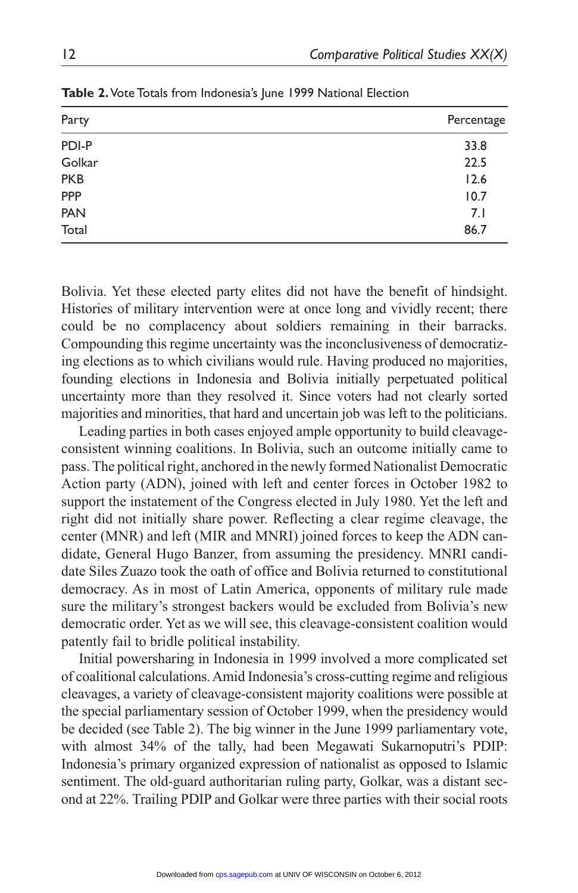**Table 2.** Vote Totals from Indonesia's June 1999 National Election

| Party | Percentage |
|---|---|
| PDI-P | 33.8 |
| Golkar | 22.5 |
| PKB | 12.6 |
| PPP | 10.7 |
| PAN | 7.1 |
| Total | 86.7 |

Bolivia. Yet these elected party elites did not have the benefit of hindsight. Histories of military intervention were at once long and vividly recent; there could be no complacency about soldiers remaining in their barracks. Compounding this regime uncertainty was the inconclusiveness of democratizing elections as to which civilians would rule. Having produced no majorities, founding elections in Indonesia and Bolivia initially perpetuated political uncertainty more than they resolved it. Since voters had not clearly sorted majorities and minorities, that hard and uncertain job was left to the politicians.

Leading parties in both cases enjoyed ample opportunity to build cleavage-consistent winning coalitions. In Bolivia, such an outcome initially came to pass. The political right, anchored in the newly formed Nationalist Democratic Action party (ADN), joined with left and center forces in October 1982 to support the instatement of the Congress elected in July 1980. Yet the left and right did not initially share power. Reflecting a clear regime cleavage, the center (MNR) and left (MIR and MNRI) joined forces to keep the ADN candidate, General Hugo Banzer, from assuming the presidency. MNRI candidate Siles Zuazo took the oath of office and Bolivia returned to constitutional democracy. As in most of Latin America, opponents of military rule made sure the military's strongest backers would be excluded from Bolivia's new democratic order. Yet as we will see, this cleavage-consistent coalition would patently fail to bridle political instability.

Initial powersharing in Indonesia in 1999 involved a more complicated set of coalitional calculations. Amid Indonesia's cross-cutting regime and religious cleavages, a variety of cleavage-consistent majority coalitions were possible at the special parliamentary session of October 1999, when the presidency would be decided (see Table 2). The big winner in the June 1999 parliamentary vote, with almost 34% of the tally, had been Megawati Sukarnoputri's PDIP: Indonesia's primary organized expression of nationalist as opposed to Islamic sentiment. The old-guard authoritarian ruling party, Golkar, was a distant second at 22%. Trailing PDIP and Golkar were three parties with their social roots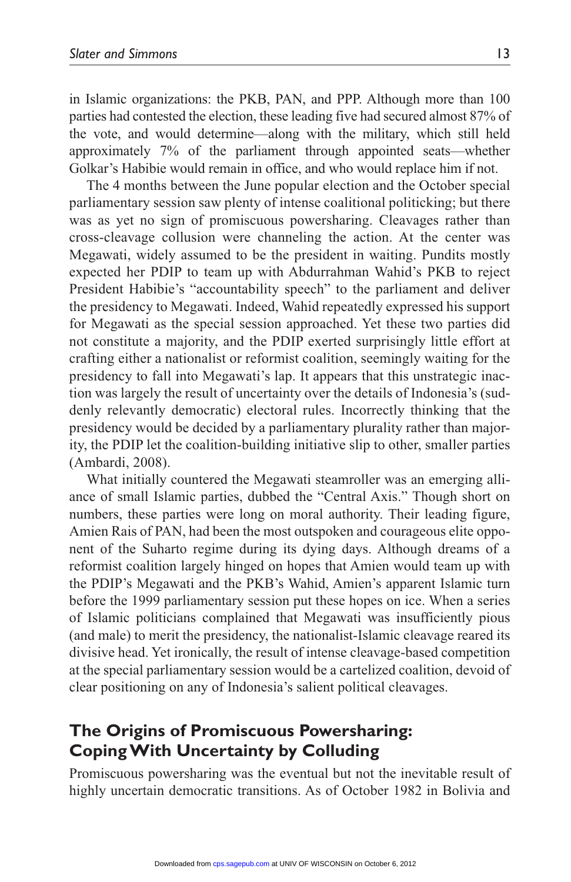in Islamic organizations: the PKB, PAN, and PPP. Although more than 100 parties had contested the election, these leading five had secured almost 87% of the vote, and would determine—along with the military, which still held approximately 7% of the parliament through appointed seats—whether Golkar's Habibie would remain in office, and who would replace him if not.

The 4 months between the June popular election and the October special parliamentary session saw plenty of intense coalitional politicking; but there was as yet no sign of promiscuous powersharing. Cleavages rather than cross-cleavage collusion were channeling the action. At the center was Megawati, widely assumed to be the president in waiting. Pundits mostly expected her PDIP to team up with Abdurrahman Wahid's PKB to reject President Habibie's "accountability speech" to the parliament and deliver the presidency to Megawati. Indeed, Wahid repeatedly expressed his support for Megawati as the special session approached. Yet these two parties did not constitute a majority, and the PDIP exerted surprisingly little effort at crafting either a nationalist or reformist coalition, seemingly waiting for the presidency to fall into Megawati's lap. It appears that this unstrategic inaction was largely the result of uncertainty over the details of Indonesia's (suddenly relevantly democratic) electoral rules. Incorrectly thinking that the presidency would be decided by a parliamentary plurality rather than majority, the PDIP let the coalition-building initiative slip to other, smaller parties (Ambardi, 2008).

What initially countered the Megawati steamroller was an emerging alliance of small Islamic parties, dubbed the "Central Axis." Though short on numbers, these parties were long on moral authority. Their leading figure, Amien Rais of PAN, had been the most outspoken and courageous elite opponent of the Suharto regime during its dying days. Although dreams of a reformist coalition largely hinged on hopes that Amien would team up with the PDIP's Megawati and the PKB's Wahid, Amien's apparent Islamic turn before the 1999 parliamentary session put these hopes on ice. When a series of Islamic politicians complained that Megawati was insufficiently pious (and male) to merit the presidency, the nationalist-Islamic cleavage reared its divisive head. Yet ironically, the result of intense cleavage-based competition at the special parliamentary session would be a cartelized coalition, devoid of clear positioning on any of Indonesia's salient political cleavages.

## The Origins of Promiscuous Powersharing: Coping With Uncertainty by Colluding

Promiscuous powersharing was the eventual but not the inevitable result of highly uncertain democratic transitions. As of October 1982 in Bolivia and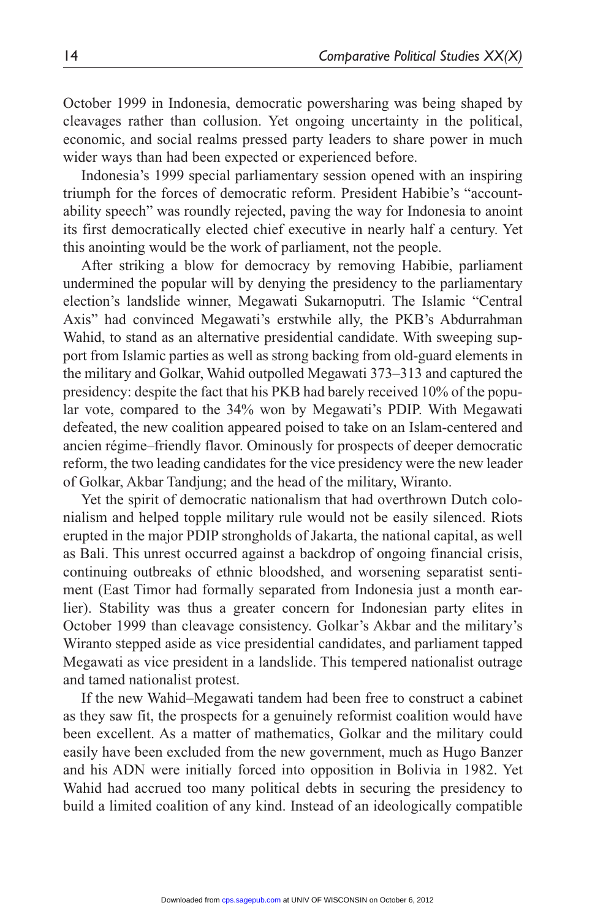October 1999 in Indonesia, democratic powersharing was being shaped by cleavages rather than collusion. Yet ongoing uncertainty in the political, economic, and social realms pressed party leaders to share power in much wider ways than had been expected or experienced before.

Indonesia's 1999 special parliamentary session opened with an inspiring triumph for the forces of democratic reform. President Habibie's "accountability speech" was roundly rejected, paving the way for Indonesia to anoint its first democratically elected chief executive in nearly half a century. Yet this anointing would be the work of parliament, not the people.

After striking a blow for democracy by removing Habibie, parliament undermined the popular will by denying the presidency to the parliamentary election's landslide winner, Megawati Sukarnoputri. The Islamic "Central Axis" had convinced Megawati's erstwhile ally, the PKB's Abdurrahman Wahid, to stand as an alternative presidential candidate. With sweeping support from Islamic parties as well as strong backing from old-guard elements in the military and Golkar, Wahid outpolled Megawati 373–313 and captured the presidency: despite the fact that his PKB had barely received 10% of the popular vote, compared to the 34% won by Megawati's PDIP. With Megawati defeated, the new coalition appeared poised to take on an Islam-centered and ancien régime–friendly flavor. Ominously for prospects of deeper democratic reform, the two leading candidates for the vice presidency were the new leader of Golkar, Akbar Tandjung; and the head of the military, Wiranto.

Yet the spirit of democratic nationalism that had overthrown Dutch colonialism and helped topple military rule would not be easily silenced. Riots erupted in the major PDIP strongholds of Jakarta, the national capital, as well as Bali. This unrest occurred against a backdrop of ongoing financial crisis, continuing outbreaks of ethnic bloodshed, and worsening separatist sentiment (East Timor had formally separated from Indonesia just a month earlier). Stability was thus a greater concern for Indonesian party elites in October 1999 than cleavage consistency. Golkar's Akbar and the military's Wiranto stepped aside as vice presidential candidates, and parliament tapped Megawati as vice president in a landslide. This tempered nationalist outrage and tamed nationalist protest.

If the new Wahid–Megawati tandem had been free to construct a cabinet as they saw fit, the prospects for a genuinely reformist coalition would have been excellent. As a matter of mathematics, Golkar and the military could easily have been excluded from the new government, much as Hugo Banzer and his ADN were initially forced into opposition in Bolivia in 1982. Yet Wahid had accrued too many political debts in securing the presidency to build a limited coalition of any kind. Instead of an ideologically compatible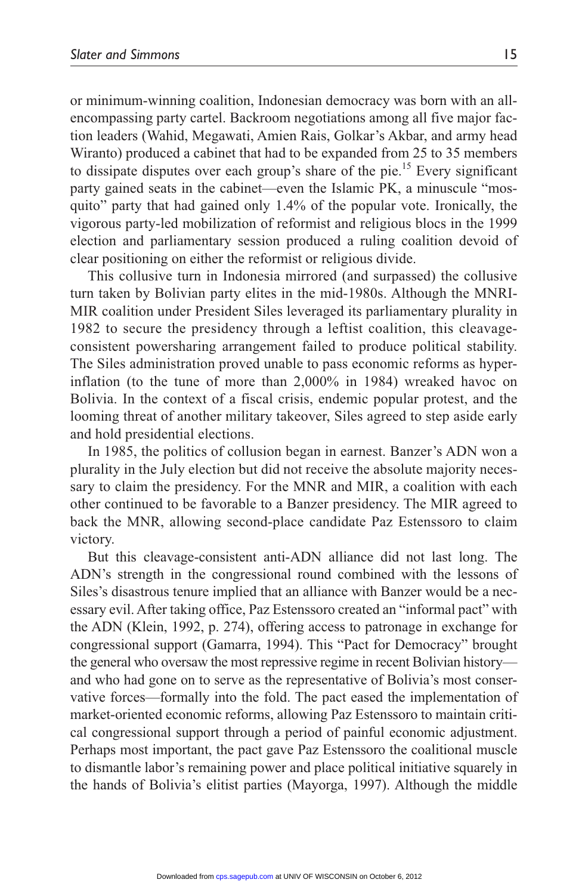or minimum-winning coalition, Indonesian democracy was born with an all-encompassing party cartel. Backroom negotiations among all five major faction leaders (Wahid, Megawati, Amien Rais, Golkar's Akbar, and army head Wiranto) produced a cabinet that had to be expanded from 25 to 35 members to dissipate disputes over each group's share of the pie.[15] Every significant party gained seats in the cabinet—even the Islamic PK, a minuscule "mosquito" party that had gained only 1.4% of the popular vote. Ironically, the vigorous party-led mobilization of reformist and religious blocs in the 1999 election and parliamentary session produced a ruling coalition devoid of clear positioning on either the reformist or religious divide.

This collusive turn in Indonesia mirrored (and surpassed) the collusive turn taken by Bolivian party elites in the mid-1980s. Although the MNRI-MIR coalition under President Siles leveraged its parliamentary plurality in 1982 to secure the presidency through a leftist coalition, this cleavage-consistent powersharing arrangement failed to produce political stability. The Siles administration proved unable to pass economic reforms as hyperinflation (to the tune of more than 2,000% in 1984) wreaked havoc on Bolivia. In the context of a fiscal crisis, endemic popular protest, and the looming threat of another military takeover, Siles agreed to step aside early and hold presidential elections.

In 1985, the politics of collusion began in earnest. Banzer's ADN won a plurality in the July election but did not receive the absolute majority necessary to claim the presidency. For the MNR and MIR, a coalition with each other continued to be favorable to a Banzer presidency. The MIR agreed to back the MNR, allowing second-place candidate Paz Estenssoro to claim victory.

But this cleavage-consistent anti-ADN alliance did not last long. The ADN's strength in the congressional round combined with the lessons of Siles's disastrous tenure implied that an alliance with Banzer would be a necessary evil. After taking office, Paz Estenssoro created an "informal pact" with the ADN (Klein, 1992, p. 274), offering access to patronage in exchange for congressional support (Gamarra, 1994). This "Pact for Democracy" brought the general who oversaw the most repressive regime in recent Bolivian history—and who had gone on to serve as the representative of Bolivia's most conservative forces—formally into the fold. The pact eased the implementation of market-oriented economic reforms, allowing Paz Estenssoro to maintain critical congressional support through a period of painful economic adjustment. Perhaps most important, the pact gave Paz Estenssoro the coalitional muscle to dismantle labor's remaining power and place political initiative squarely in the hands of Bolivia's elitist parties (Mayorga, 1997). Although the middle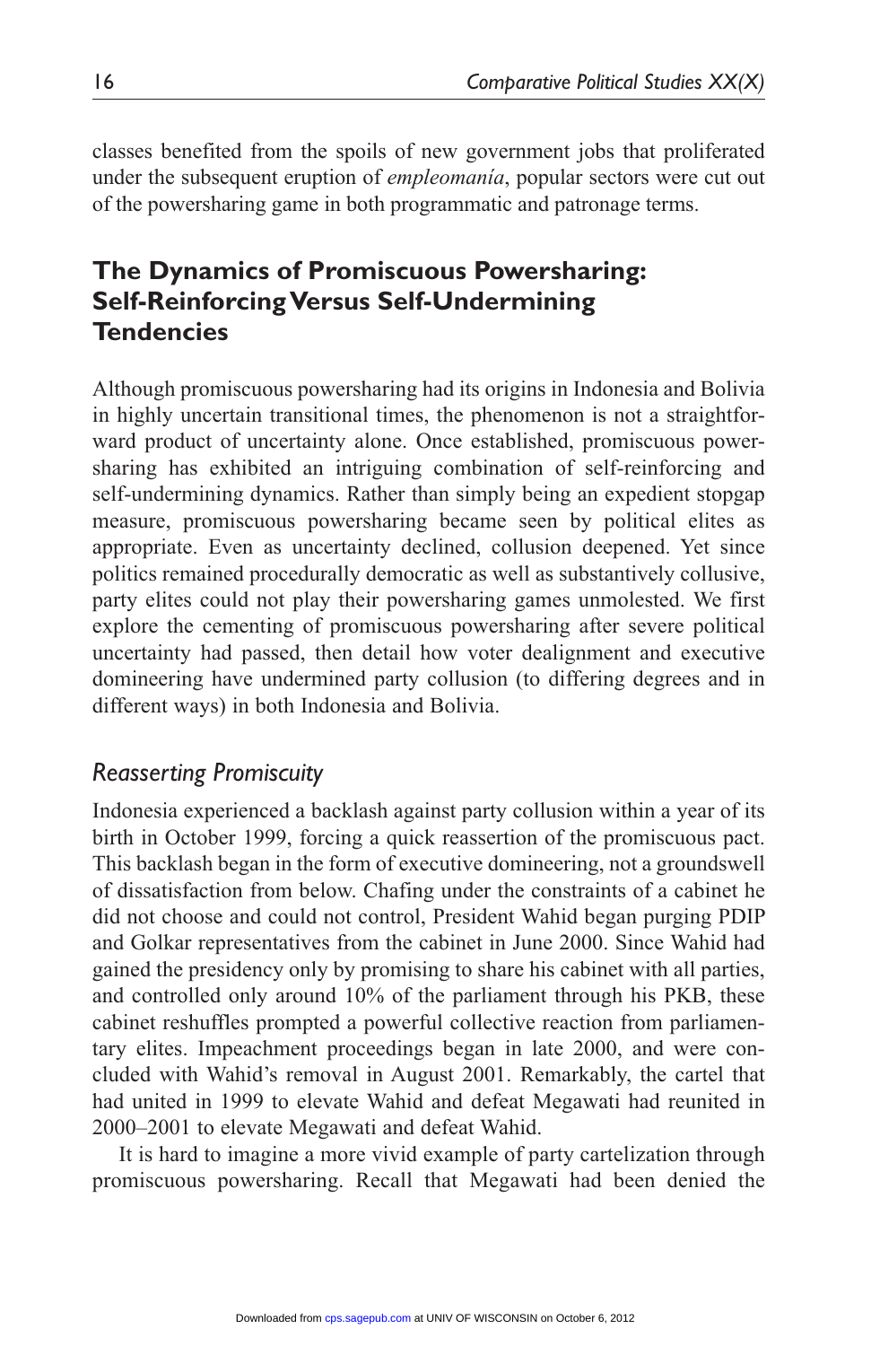classes benefited from the spoils of new government jobs that proliferated under the subsequent eruption of *empleomanía*, popular sectors were cut out of the powersharing game in both programmatic and patronage terms.

## The Dynamics of Promiscuous Powersharing: Self-Reinforcing Versus Self-Undermining Tendencies

Although promiscuous powersharing had its origins in Indonesia and Bolivia in highly uncertain transitional times, the phenomenon is not a straightforward product of uncertainty alone. Once established, promiscuous powersharing has exhibited an intriguing combination of self-reinforcing and self-undermining dynamics. Rather than simply being an expedient stopgap measure, promiscuous powersharing became seen by political elites as appropriate. Even as uncertainty declined, collusion deepened. Yet since politics remained procedurally democratic as well as substantively collusive, party elites could not play their powersharing games unmolested. We first explore the cementing of promiscuous powersharing after severe political uncertainty had passed, then detail how voter dealignment and executive domineering have undermined party collusion (to differing degrees and in different ways) in both Indonesia and Bolivia.

### *Reasserting Promiscuity*

Indonesia experienced a backlash against party collusion within a year of its birth in October 1999, forcing a quick reassertion of the promiscuous pact. This backlash began in the form of executive domineering, not a groundswell of dissatisfaction from below. Chafing under the constraints of a cabinet he did not choose and could not control, President Wahid began purging PDIP and Golkar representatives from the cabinet in June 2000. Since Wahid had gained the presidency only by promising to share his cabinet with all parties, and controlled only around 10% of the parliament through his PKB, these cabinet reshuffles prompted a powerful collective reaction from parliamentary elites. Impeachment proceedings began in late 2000, and were concluded with Wahid's removal in August 2001. Remarkably, the cartel that had united in 1999 to elevate Wahid and defeat Megawati had reunited in 2000–2001 to elevate Megawati and defeat Wahid.

It is hard to imagine a more vivid example of party cartelization through promiscuous powersharing. Recall that Megawati had been denied the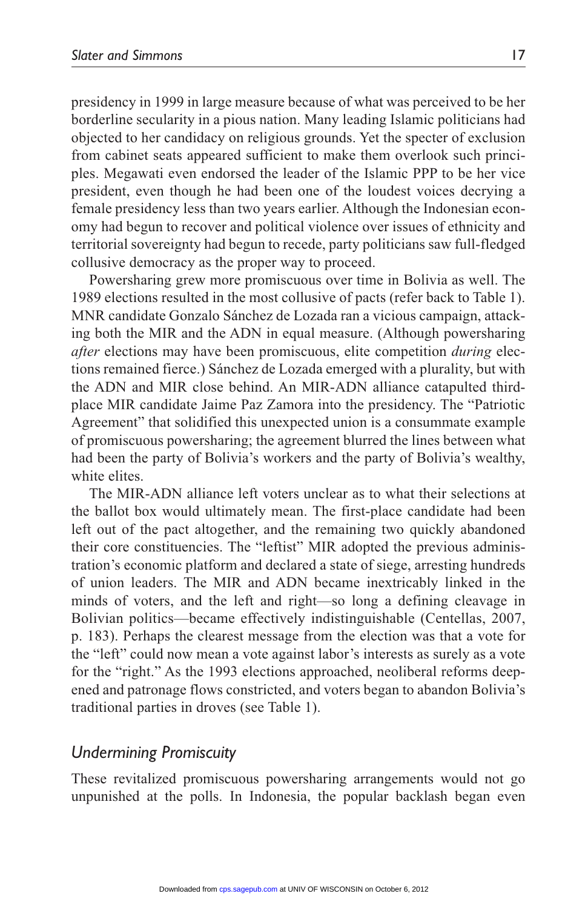presidency in 1999 in large measure because of what was perceived to be her borderline secularity in a pious nation. Many leading Islamic politicians had objected to her candidacy on religious grounds. Yet the specter of exclusion from cabinet seats appeared sufficient to make them overlook such principles. Megawati even endorsed the leader of the Islamic PPP to be her vice president, even though he had been one of the loudest voices decrying a female presidency less than two years earlier. Although the Indonesian economy had begun to recover and political violence over issues of ethnicity and territorial sovereignty had begun to recede, party politicians saw full-fledged collusive democracy as the proper way to proceed.

Powersharing grew more promiscuous over time in Bolivia as well. The 1989 elections resulted in the most collusive of pacts (refer back to Table 1). MNR candidate Gonzalo Sánchez de Lozada ran a vicious campaign, attacking both the MIR and the ADN in equal measure. (Although powersharing *after* elections may have been promiscuous, elite competition *during* elections remained fierce.) Sánchez de Lozada emerged with a plurality, but with the ADN and MIR close behind. An MIR-ADN alliance catapulted third-place MIR candidate Jaime Paz Zamora into the presidency. The "Patriotic Agreement" that solidified this unexpected union is a consummate example of promiscuous powersharing; the agreement blurred the lines between what had been the party of Bolivia's workers and the party of Bolivia's wealthy, white elites.

The MIR-ADN alliance left voters unclear as to what their selections at the ballot box would ultimately mean. The first-place candidate had been left out of the pact altogether, and the remaining two quickly abandoned their core constituencies. The "leftist" MIR adopted the previous administration's economic platform and declared a state of siege, arresting hundreds of union leaders. The MIR and ADN became inextricably linked in the minds of voters, and the left and right—so long a defining cleavage in Bolivian politics—became effectively indistinguishable (Centellas, 2007, p. 183). Perhaps the clearest message from the election was that a vote for the "left" could now mean a vote against labor's interests as surely as a vote for the "right." As the 1993 elections approached, neoliberal reforms deepened and patronage flows constricted, and voters began to abandon Bolivia's traditional parties in droves (see Table 1).

## *Undermining Promiscuity*

These revitalized promiscuous powersharing arrangements would not go unpunished at the polls. In Indonesia, the popular backlash began even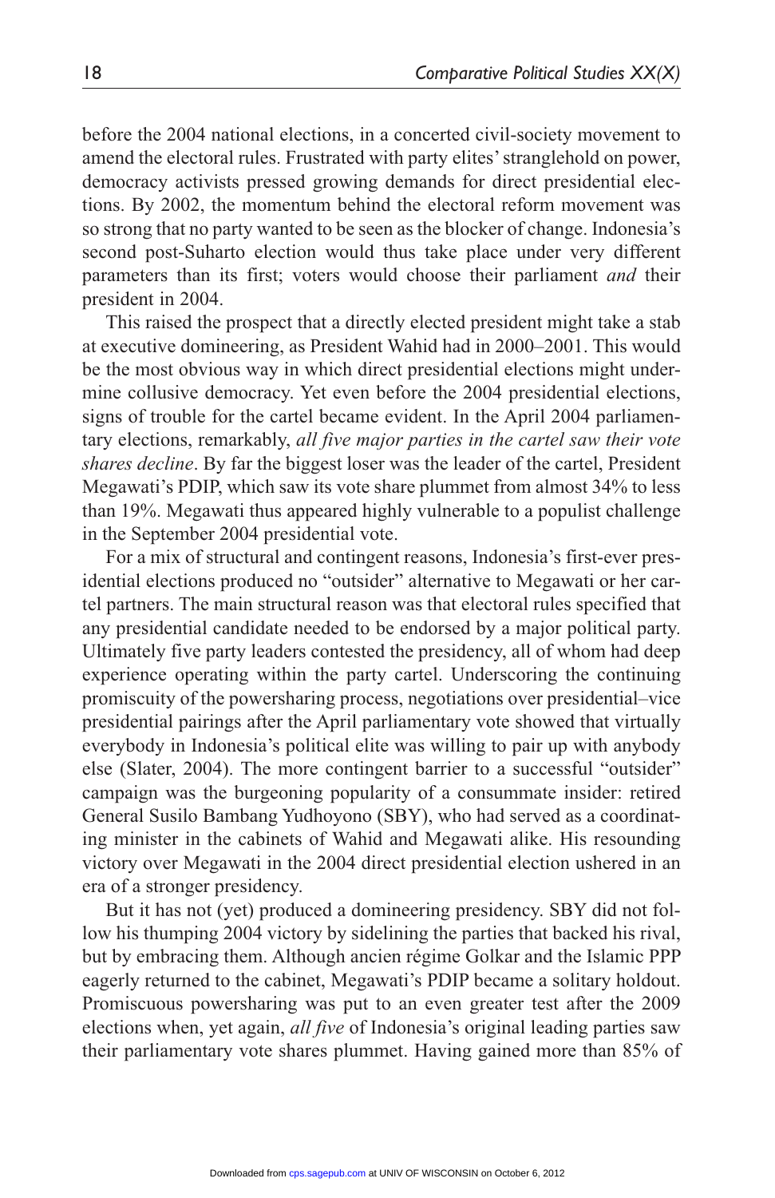before the 2004 national elections, in a concerted civil-society movement to amend the electoral rules. Frustrated with party elites' stranglehold on power, democracy activists pressed growing demands for direct presidential elections. By 2002, the momentum behind the electoral reform movement was so strong that no party wanted to be seen as the blocker of change. Indonesia's second post-Suharto election would thus take place under very different parameters than its first; voters would choose their parliament *and* their president in 2004.

This raised the prospect that a directly elected president might take a stab at executive domineering, as President Wahid had in 2000–2001. This would be the most obvious way in which direct presidential elections might undermine collusive democracy. Yet even before the 2004 presidential elections, signs of trouble for the cartel became evident. In the April 2004 parliamentary elections, remarkably, *all five major parties in the cartel saw their vote shares decline*. By far the biggest loser was the leader of the cartel, President Megawati's PDIP, which saw its vote share plummet from almost 34% to less than 19%. Megawati thus appeared highly vulnerable to a populist challenge in the September 2004 presidential vote.

For a mix of structural and contingent reasons, Indonesia's first-ever presidential elections produced no "outsider" alternative to Megawati or her cartel partners. The main structural reason was that electoral rules specified that any presidential candidate needed to be endorsed by a major political party. Ultimately five party leaders contested the presidency, all of whom had deep experience operating within the party cartel. Underscoring the continuing promiscuity of the powersharing process, negotiations over presidential–vice presidential pairings after the April parliamentary vote showed that virtually everybody in Indonesia's political elite was willing to pair up with anybody else (Slater, 2004). The more contingent barrier to a successful "outsider" campaign was the burgeoning popularity of a consummate insider: retired General Susilo Bambang Yudhoyono (SBY), who had served as a coordinating minister in the cabinets of Wahid and Megawati alike. His resounding victory over Megawati in the 2004 direct presidential election ushered in an era of a stronger presidency.

But it has not (yet) produced a domineering presidency. SBY did not follow his thumping 2004 victory by sidelining the parties that backed his rival, but by embracing them. Although ancien régime Golkar and the Islamic PPP eagerly returned to the cabinet, Megawati's PDIP became a solitary holdout. Promiscuous powersharing was put to an even greater test after the 2009 elections when, yet again, *all five* of Indonesia's original leading parties saw their parliamentary vote shares plummet. Having gained more than 85% of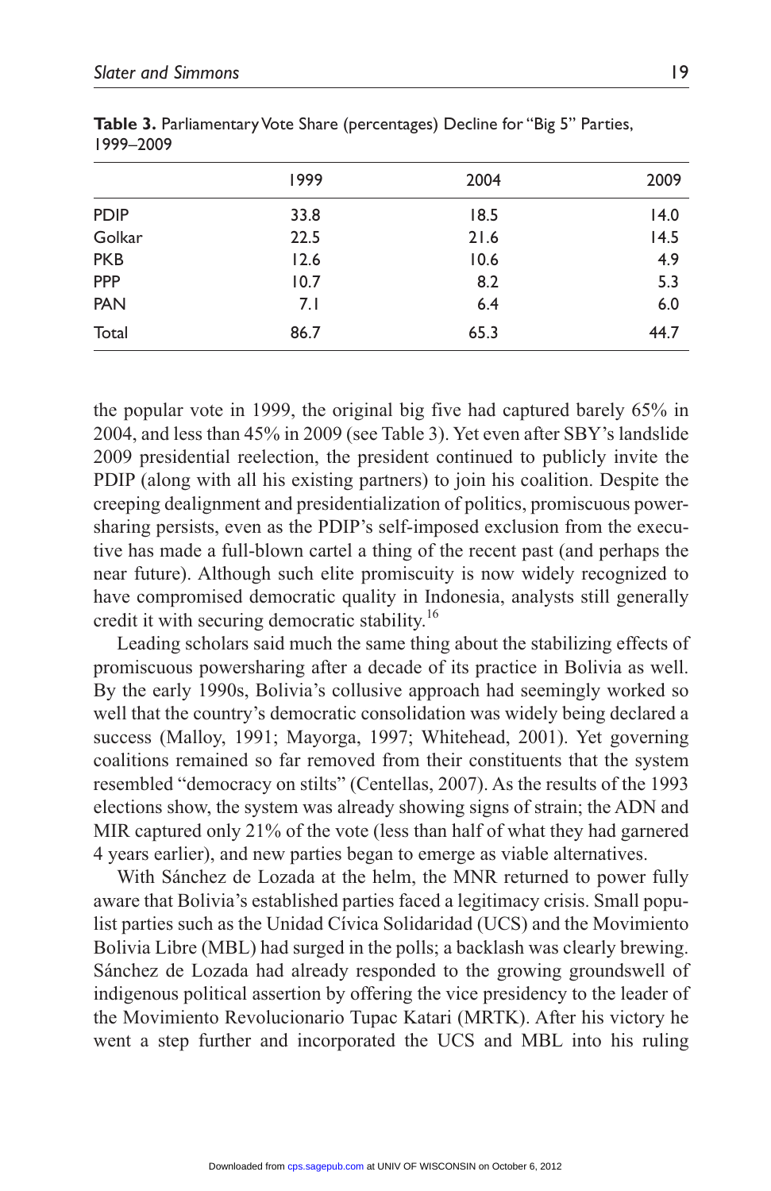**Table 3.** Parliamentary Vote Share (percentages) Decline for "Big 5" Parties, 1999–2009

| | 1999 | 2004 | 2009 |
|---|---|---|---|
| PDIP | 33.8 | 18.5 | 14.0 |
| Golkar | 22.5 | 21.6 | 14.5 |
| PKB | 12.6 | 10.6 | 4.9 |
| PPP | 10.7 | 8.2 | 5.3 |
| PAN | 7.1 | 6.4 | 6.0 |
| Total | 86.7 | 65.3 | 44.7 |

the popular vote in 1999, the original big five had captured barely 65% in 2004, and less than 45% in 2009 (see Table 3). Yet even after SBY's landslide 2009 presidential reelection, the president continued to publicly invite the PDIP (along with all his existing partners) to join his coalition. Despite the creeping dealignment and presidentialization of politics, promiscuous powersharing persists, even as the PDIP's self-imposed exclusion from the executive has made a full-blown cartel a thing of the recent past (and perhaps the near future). Although such elite promiscuity is now widely recognized to have compromised democratic quality in Indonesia, analysts still generally credit it with securing democratic stability.[16]

Leading scholars said much the same thing about the stabilizing effects of promiscuous powersharing after a decade of its practice in Bolivia as well. By the early 1990s, Bolivia's collusive approach had seemingly worked so well that the country's democratic consolidation was widely being declared a success (Malloy, 1991; Mayorga, 1997; Whitehead, 2001). Yet governing coalitions remained so far removed from their constituents that the system resembled "democracy on stilts" (Centellas, 2007). As the results of the 1993 elections show, the system was already showing signs of strain; the ADN and MIR captured only 21% of the vote (less than half of what they had garnered 4 years earlier), and new parties began to emerge as viable alternatives.

With Sánchez de Lozada at the helm, the MNR returned to power fully aware that Bolivia's established parties faced a legitimacy crisis. Small populist parties such as the Unidad Cívica Solidaridad (UCS) and the Movimiento Bolivia Libre (MBL) had surged in the polls; a backlash was clearly brewing. Sánchez de Lozada had already responded to the growing groundswell of indigenous political assertion by offering the vice presidency to the leader of the Movimiento Revolucionario Tupac Katari (MRTK). After his victory he went a step further and incorporated the UCS and MBL into his ruling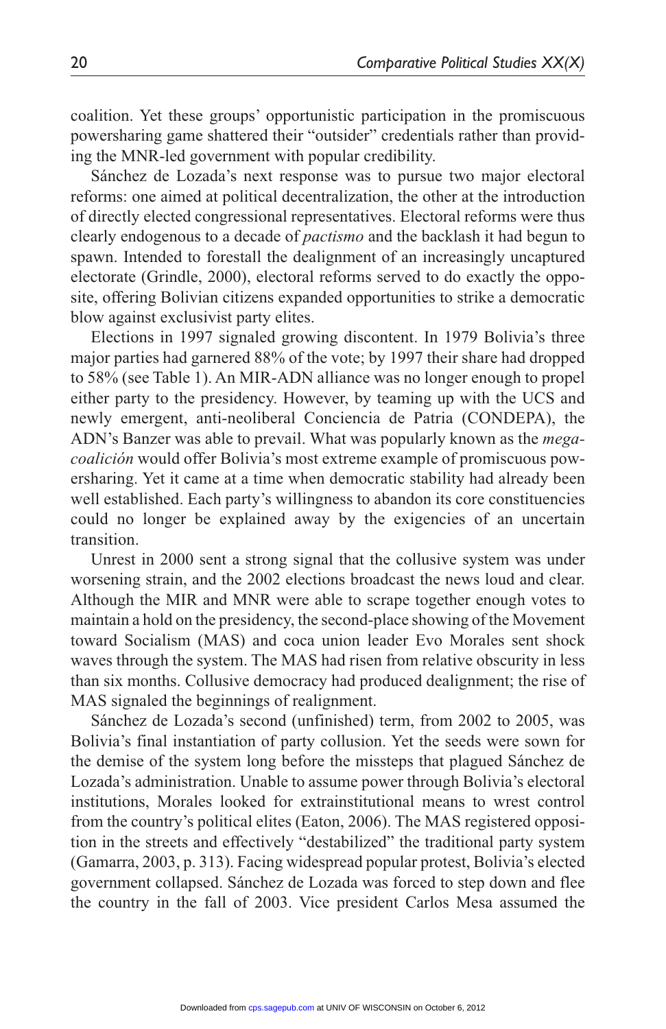coalition. Yet these groups' opportunistic participation in the promiscuous powersharing game shattered their "outsider" credentials rather than providing the MNR-led government with popular credibility.

Sánchez de Lozada's next response was to pursue two major electoral reforms: one aimed at political decentralization, the other at the introduction of directly elected congressional representatives. Electoral reforms were thus clearly endogenous to a decade of *pactismo* and the backlash it had begun to spawn. Intended to forestall the dealignment of an increasingly uncaptured electorate (Grindle, 2000), electoral reforms served to do exactly the opposite, offering Bolivian citizens expanded opportunities to strike a democratic blow against exclusivist party elites.

Elections in 1997 signaled growing discontent. In 1979 Bolivia's three major parties had garnered 88% of the vote; by 1997 their share had dropped to 58% (see Table 1). An MIR-ADN alliance was no longer enough to propel either party to the presidency. However, by teaming up with the UCS and newly emergent, anti-neoliberal Conciencia de Patria (CONDEPA), the ADN's Banzer was able to prevail. What was popularly known as the *megacoalición* would offer Bolivia's most extreme example of promiscuous powersharing. Yet it came at a time when democratic stability had already been well established. Each party's willingness to abandon its core constituencies could no longer be explained away by the exigencies of an uncertain transition.

Unrest in 2000 sent a strong signal that the collusive system was under worsening strain, and the 2002 elections broadcast the news loud and clear. Although the MIR and MNR were able to scrape together enough votes to maintain a hold on the presidency, the second-place showing of the Movement toward Socialism (MAS) and coca union leader Evo Morales sent shock waves through the system. The MAS had risen from relative obscurity in less than six months. Collusive democracy had produced dealignment; the rise of MAS signaled the beginnings of realignment.

Sánchez de Lozada's second (unfinished) term, from 2002 to 2005, was Bolivia's final instantiation of party collusion. Yet the seeds were sown for the demise of the system long before the missteps that plagued Sánchez de Lozada's administration. Unable to assume power through Bolivia's electoral institutions, Morales looked for extrainstitutional means to wrest control from the country's political elites (Eaton, 2006). The MAS registered opposition in the streets and effectively "destabilized" the traditional party system (Gamarra, 2003, p. 313). Facing widespread popular protest, Bolivia's elected government collapsed. Sánchez de Lozada was forced to step down and flee the country in the fall of 2003. Vice president Carlos Mesa assumed the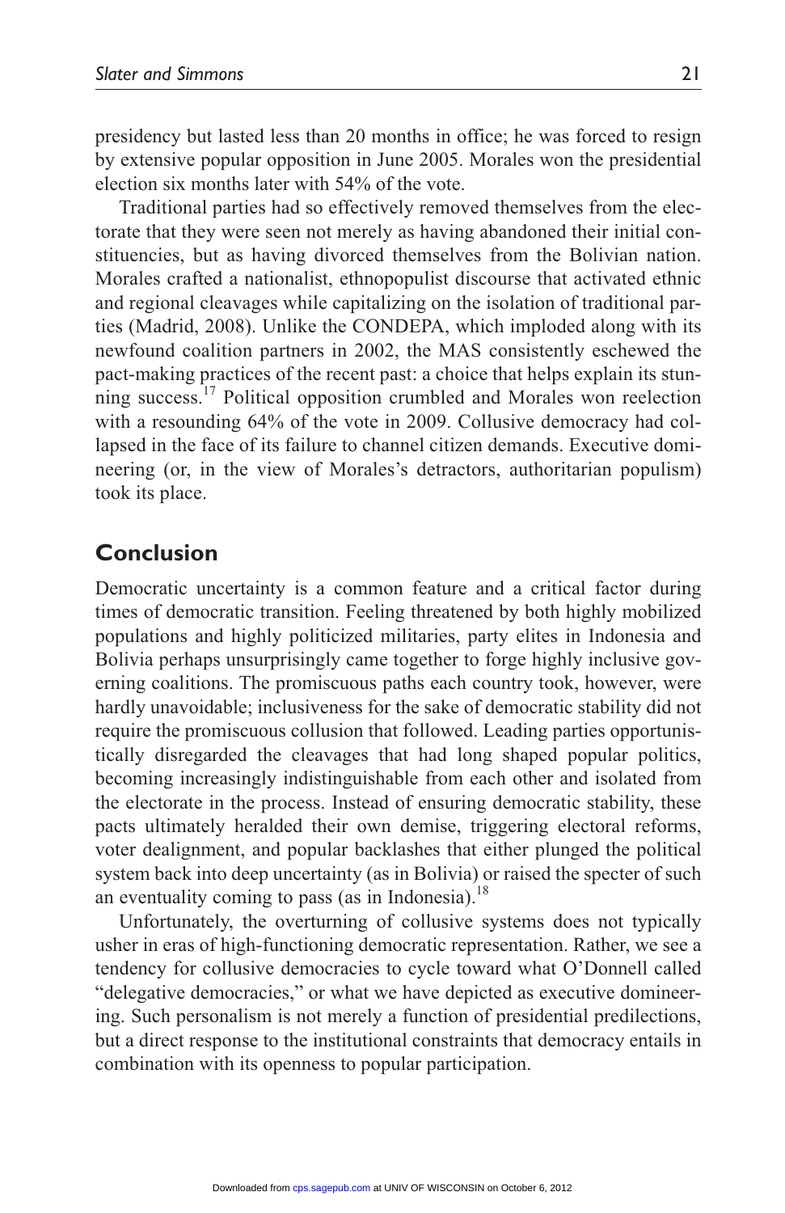presidency but lasted less than 20 months in office; he was forced to resign by extensive popular opposition in June 2005. Morales won the presidential election six months later with 54% of the vote.

Traditional parties had so effectively removed themselves from the electorate that they were seen not merely as having abandoned their initial constituencies, but as having divorced themselves from the Bolivian nation. Morales crafted a nationalist, ethnopopulist discourse that activated ethnic and regional cleavages while capitalizing on the isolation of traditional parties (Madrid, 2008). Unlike the CONDEPA, which imploded along with its newfound coalition partners in 2002, the MAS consistently eschewed the pact-making practices of the recent past: a choice that helps explain its stunning success.[17] Political opposition crumbled and Morales won reelection with a resounding 64% of the vote in 2009. Collusive democracy had collapsed in the face of its failure to channel citizen demands. Executive domineering (or, in the view of Morales's detractors, authoritarian populism) took its place.

## Conclusion

Democratic uncertainty is a common feature and a critical factor during times of democratic transition. Feeling threatened by both highly mobilized populations and highly politicized militaries, party elites in Indonesia and Bolivia perhaps unsurprisingly came together to forge highly inclusive governing coalitions. The promiscuous paths each country took, however, were hardly unavoidable; inclusiveness for the sake of democratic stability did not require the promiscuous collusion that followed. Leading parties opportunistically disregarded the cleavages that had long shaped popular politics, becoming increasingly indistinguishable from each other and isolated from the electorate in the process. Instead of ensuring democratic stability, these pacts ultimately heralded their own demise, triggering electoral reforms, voter dealignment, and popular backlashes that either plunged the political system back into deep uncertainty (as in Bolivia) or raised the specter of such an eventuality coming to pass (as in Indonesia).[18]

Unfortunately, the overturning of collusive systems does not typically usher in eras of high-functioning democratic representation. Rather, we see a tendency for collusive democracies to cycle toward what O'Donnell called "delegative democracies," or what we have depicted as executive domineering. Such personalism is not merely a function of presidential predilections, but a direct response to the institutional constraints that democracy entails in combination with its openness to popular participation.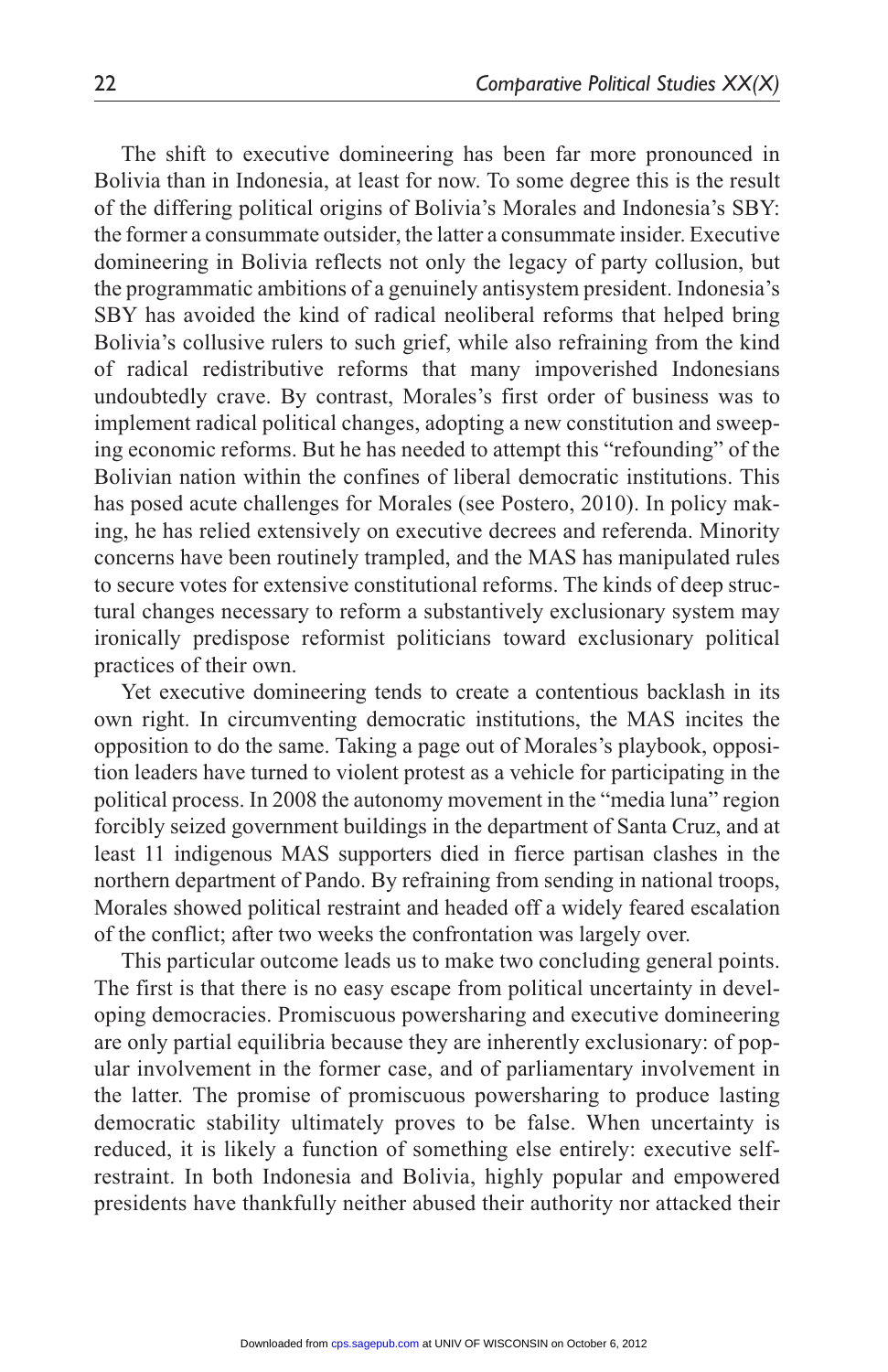The shift to executive domineering has been far more pronounced in Bolivia than in Indonesia, at least for now. To some degree this is the result of the differing political origins of Bolivia's Morales and Indonesia's SBY: the former a consummate outsider, the latter a consummate insider. Executive domineering in Bolivia reflects not only the legacy of party collusion, but the programmatic ambitions of a genuinely antisystem president. Indonesia's SBY has avoided the kind of radical neoliberal reforms that helped bring Bolivia's collusive rulers to such grief, while also refraining from the kind of radical redistributive reforms that many impoverished Indonesians undoubtedly crave. By contrast, Morales's first order of business was to implement radical political changes, adopting a new constitution and sweeping economic reforms. But he has needed to attempt this "refounding" of the Bolivian nation within the confines of liberal democratic institutions. This has posed acute challenges for Morales (see Postero, 2010). In policy making, he has relied extensively on executive decrees and referenda. Minority concerns have been routinely trampled, and the MAS has manipulated rules to secure votes for extensive constitutional reforms. The kinds of deep structural changes necessary to reform a substantively exclusionary system may ironically predispose reformist politicians toward exclusionary political practices of their own.

Yet executive domineering tends to create a contentious backlash in its own right. In circumventing democratic institutions, the MAS incites the opposition to do the same. Taking a page out of Morales's playbook, opposition leaders have turned to violent protest as a vehicle for participating in the political process. In 2008 the autonomy movement in the "media luna" region forcibly seized government buildings in the department of Santa Cruz, and at least 11 indigenous MAS supporters died in fierce partisan clashes in the northern department of Pando. By refraining from sending in national troops, Morales showed political restraint and headed off a widely feared escalation of the conflict; after two weeks the confrontation was largely over.

This particular outcome leads us to make two concluding general points. The first is that there is no easy escape from political uncertainty in developing democracies. Promiscuous powersharing and executive domineering are only partial equilibria because they are inherently exclusionary: of popular involvement in the former case, and of parliamentary involvement in the latter. The promise of promiscuous powersharing to produce lasting democratic stability ultimately proves to be false. When uncertainty is reduced, it is likely a function of something else entirely: executive self-restraint. In both Indonesia and Bolivia, highly popular and empowered presidents have thankfully neither abused their authority nor attacked their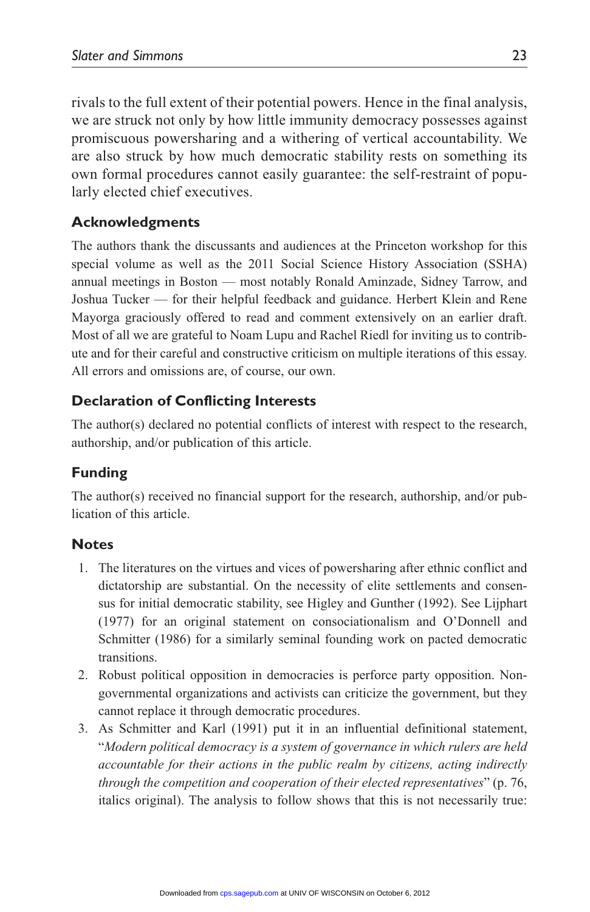rivals to the full extent of their potential powers. Hence in the final analysis, we are struck not only by how little immunity democracy possesses against promiscuous powersharing and a withering of vertical accountability. We are also struck by how much democratic stability rests on something its own formal procedures cannot easily guarantee: the self-restraint of popularly elected chief executives.

## Acknowledgments

The authors thank the discussants and audiences at the Princeton workshop for this special volume as well as the 2011 Social Science History Association (SSHA) annual meetings in Boston — most notably Ronald Aminzade, Sidney Tarrow, and Joshua Tucker — for their helpful feedback and guidance. Herbert Klein and Rene Mayorga graciously offered to read and comment extensively on an earlier draft. Most of all we are grateful to Noam Lupu and Rachel Riedl for inviting us to contribute and for their careful and constructive criticism on multiple iterations of this essay. All errors and omissions are, of course, our own.

## Declaration of Conflicting Interests

The author(s) declared no potential conflicts of interest with respect to the research, authorship, and/or publication of this article.

## Funding

The author(s) received no financial support for the research, authorship, and/or publication of this article.

## Notes

1. The literatures on the virtues and vices of powersharing after ethnic conflict and dictatorship are substantial. On the necessity of elite settlements and consensus for initial democratic stability, see Higley and Gunther (1992). See Lijphart (1977) for an original statement on consociationalism and O'Donnell and Schmitter (1986) for a similarly seminal founding work on pacted democratic transitions.
2. Robust political opposition in democracies is perforce party opposition. Nongovernmental organizations and activists can criticize the government, but they cannot replace it through democratic procedures.
3. As Schmitter and Karl (1991) put it in an influential definitional statement, "*Modern political democracy is a system of governance in which rulers are held accountable for their actions in the public realm by citizens, acting indirectly through the competition and cooperation of their elected representatives*" (p. 76, italics original). The analysis to follow shows that this is not necessarily true: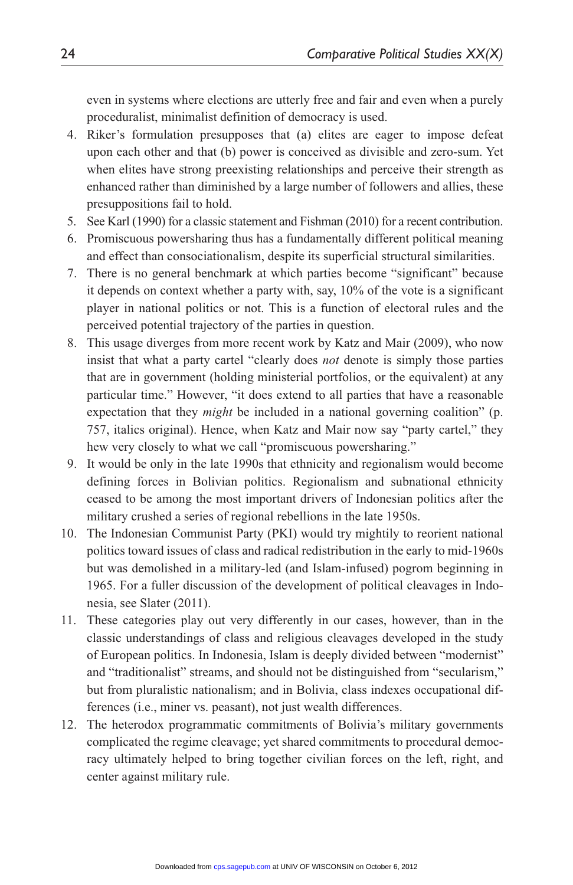even in systems where elections are utterly free and fair and even when a purely proceduralist, minimalist definition of democracy is used.

4. Riker's formulation presupposes that (a) elites are eager to impose defeat upon each other and that (b) power is conceived as divisible and zero-sum. Yet when elites have strong preexisting relationships and perceive their strength as enhanced rather than diminished by a large number of followers and allies, these presuppositions fail to hold.
5. See Karl (1990) for a classic statement and Fishman (2010) for a recent contribution.
6. Promiscuous powersharing thus has a fundamentally different political meaning and effect than consociationalism, despite its superficial structural similarities.
7. There is no general benchmark at which parties become "significant" because it depends on context whether a party with, say, 10% of the vote is a significant player in national politics or not. This is a function of electoral rules and the perceived potential trajectory of the parties in question.
8. This usage diverges from more recent work by Katz and Mair (2009), who now insist that what a party cartel "clearly does *not* denote is simply those parties that are in government (holding ministerial portfolios, or the equivalent) at any particular time." However, "it does extend to all parties that have a reasonable expectation that they *might* be included in a national governing coalition" (p. 757, italics original). Hence, when Katz and Mair now say "party cartel," they hew very closely to what we call "promiscuous powersharing."
9. It would be only in the late 1990s that ethnicity and regionalism would become defining forces in Bolivian politics. Regionalism and subnational ethnicity ceased to be among the most important drivers of Indonesian politics after the military crushed a series of regional rebellions in the late 1950s.
10. The Indonesian Communist Party (PKI) would try mightily to reorient national politics toward issues of class and radical redistribution in the early to mid-1960s but was demolished in a military-led (and Islam-infused) pogrom beginning in 1965. For a fuller discussion of the development of political cleavages in Indonesia, see Slater (2011).
11. These categories play out very differently in our cases, however, than in the classic understandings of class and religious cleavages developed in the study of European politics. In Indonesia, Islam is deeply divided between "modernist" and "traditionalist" streams, and should not be distinguished from "secularism," but from pluralistic nationalism; and in Bolivia, class indexes occupational differences (i.e., miner vs. peasant), not just wealth differences.
12. The heterodox programmatic commitments of Bolivia's military governments complicated the regime cleavage; yet shared commitments to procedural democracy ultimately helped to bring together civilian forces on the left, right, and center against military rule.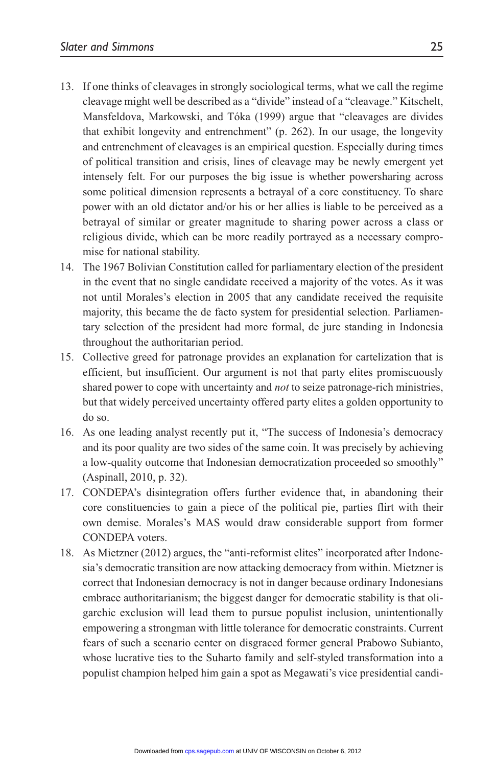13. If one thinks of cleavages in strongly sociological terms, what we call the regime cleavage might well be described as a "divide" instead of a "cleavage." Kitschelt, Mansfeldova, Markowski, and Tóka (1999) argue that "cleavages are divides that exhibit longevity and entrenchment" (p. 262). In our usage, the longevity and entrenchment of cleavages is an empirical question. Especially during times of political transition and crisis, lines of cleavage may be newly emergent yet intensely felt. For our purposes the big issue is whether powersharing across some political dimension represents a betrayal of a core constituency. To share power with an old dictator and/or his or her allies is liable to be perceived as a betrayal of similar or greater magnitude to sharing power across a class or religious divide, which can be more readily portrayed as a necessary compromise for national stability.
14. The 1967 Bolivian Constitution called for parliamentary election of the president in the event that no single candidate received a majority of the votes. As it was not until Morales's election in 2005 that any candidate received the requisite majority, this became the de facto system for presidential selection. Parliamentary selection of the president had more formal, de jure standing in Indonesia throughout the authoritarian period.
15. Collective greed for patronage provides an explanation for cartelization that is efficient, but insufficient. Our argument is not that party elites promiscuously shared power to cope with uncertainty and *not* to seize patronage-rich ministries, but that widely perceived uncertainty offered party elites a golden opportunity to do so.
16. As one leading analyst recently put it, "The success of Indonesia's democracy and its poor quality are two sides of the same coin. It was precisely by achieving a low-quality outcome that Indonesian democratization proceeded so smoothly" (Aspinall, 2010, p. 32).
17. CONDEPA's disintegration offers further evidence that, in abandoning their core constituencies to gain a piece of the political pie, parties flirt with their own demise. Morales's MAS would draw considerable support from former CONDEPA voters.
18. As Mietzner (2012) argues, the "anti-reformist elites" incorporated after Indonesia's democratic transition are now attacking democracy from within. Mietzner is correct that Indonesian democracy is not in danger because ordinary Indonesians embrace authoritarianism; the biggest danger for democratic stability is that oligarchic exclusion will lead them to pursue populist inclusion, unintentionally empowering a strongman with little tolerance for democratic constraints. Current fears of such a scenario center on disgraced former general Prabowo Subianto, whose lucrative ties to the Suharto family and self-styled transformation into a populist champion helped him gain a spot as Megawati's vice presidential candi-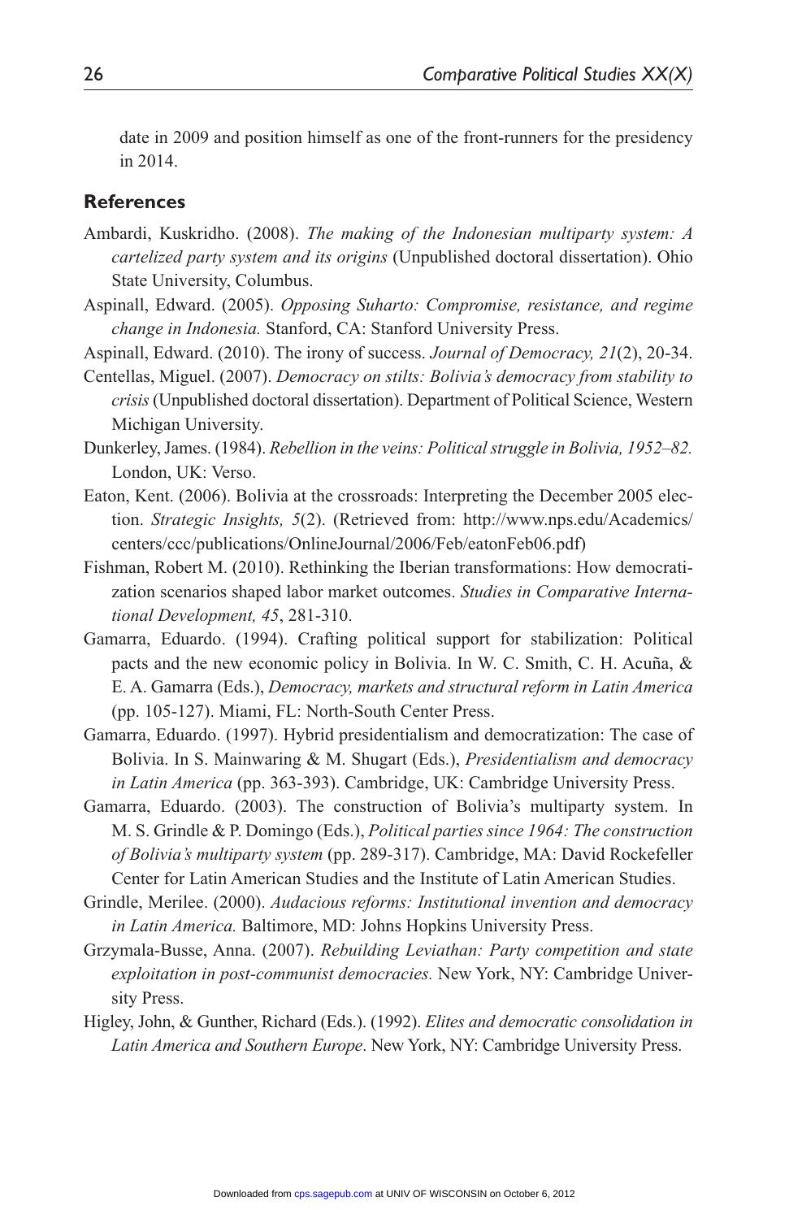date in 2009 and position himself as one of the front-runners for the presidency in 2014.

## References

Ambardi, Kuskridho. (2008). *The making of the Indonesian multiparty system: A cartelized party system and its origins* (Unpublished doctoral dissertation). Ohio State University, Columbus.

Aspinall, Edward. (2005). *Opposing Suharto: Compromise, resistance, and regime change in Indonesia.* Stanford, CA: Stanford University Press.

Aspinall, Edward. (2010). The irony of success. *Journal of Democracy, 21*(2), 20-34.

Centellas, Miguel. (2007). *Democracy on stilts: Bolivia's democracy from stability to crisis* (Unpublished doctoral dissertation). Department of Political Science, Western Michigan University.

Dunkerley, James. (1984). *Rebellion in the veins: Political struggle in Bolivia, 1952–82.* London, UK: Verso.

Eaton, Kent. (2006). Bolivia at the crossroads: Interpreting the December 2005 election. *Strategic Insights, 5*(2). (Retrieved from: http://www.nps.edu/Academics/centers/ccc/publications/OnlineJournal/2006/Feb/eatonFeb06.pdf)

Fishman, Robert M. (2010). Rethinking the Iberian transformations: How democratization scenarios shaped labor market outcomes. *Studies in Comparative International Development, 45*, 281-310.

Gamarra, Eduardo. (1994). Crafting political support for stabilization: Political pacts and the new economic policy in Bolivia. In W. C. Smith, C. H. Acuña, & E. A. Gamarra (Eds.), *Democracy, markets and structural reform in Latin America* (pp. 105-127). Miami, FL: North-South Center Press.

Gamarra, Eduardo. (1997). Hybrid presidentialism and democratization: The case of Bolivia. In S. Mainwaring & M. Shugart (Eds.), *Presidentialism and democracy in Latin America* (pp. 363-393). Cambridge, UK: Cambridge University Press.

Gamarra, Eduardo. (2003). The construction of Bolivia's multiparty system. In M. S. Grindle & P. Domingo (Eds.), *Political parties since 1964: The construction of Bolivia's multiparty system* (pp. 289-317). Cambridge, MA: David Rockefeller Center for Latin American Studies and the Institute of Latin American Studies.

Grindle, Merilee. (2000). *Audacious reforms: Institutional invention and democracy in Latin America.* Baltimore, MD: Johns Hopkins University Press.

Grzymala-Busse, Anna. (2007). *Rebuilding Leviathan: Party competition and state exploitation in post-communist democracies.* New York, NY: Cambridge University Press.

Higley, John, & Gunther, Richard (Eds.). (1992). *Elites and democratic consolidation in Latin America and Southern Europe*. New York, NY: Cambridge University Press.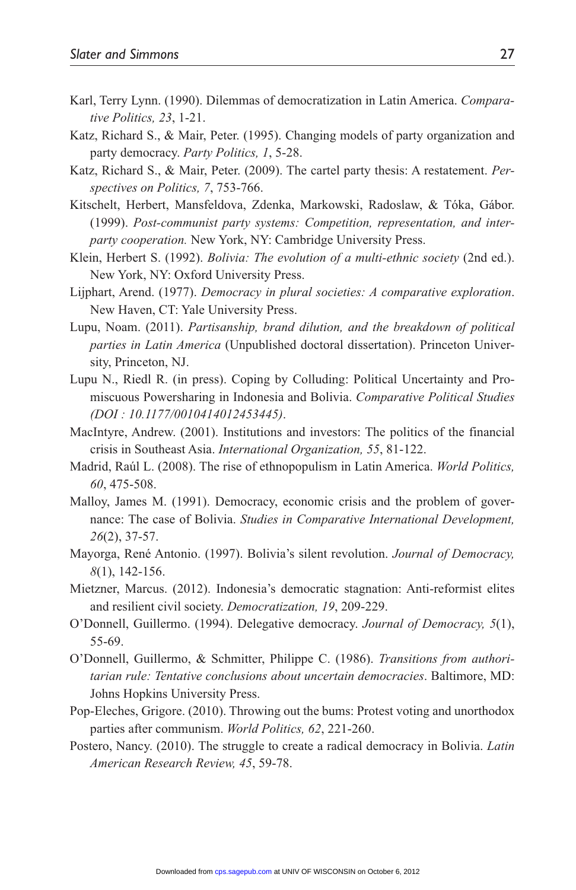Karl, Terry Lynn. (1990). Dilemmas of democratization in Latin America. *Comparative Politics, 23*, 1-21.

Katz, Richard S., & Mair, Peter. (1995). Changing models of party organization and party democracy. *Party Politics, 1*, 5-28.

Katz, Richard S., & Mair, Peter. (2009). The cartel party thesis: A restatement. *Perspectives on Politics, 7*, 753-766.

Kitschelt, Herbert, Mansfeldova, Zdenka, Markowski, Radoslaw, & Tóka, Gábor. (1999). *Post-communist party systems: Competition, representation, and interparty cooperation.* New York, NY: Cambridge University Press.

Klein, Herbert S. (1992). *Bolivia: The evolution of a multi-ethnic society* (2nd ed.). New York, NY: Oxford University Press.

Lijphart, Arend. (1977). *Democracy in plural societies: A comparative exploration*. New Haven, CT: Yale University Press.

Lupu, Noam. (2011). *Partisanship, brand dilution, and the breakdown of political parties in Latin America* (Unpublished doctoral dissertation). Princeton University, Princeton, NJ.

Lupu N., Riedl R. (in press). Coping by Colluding: Political Uncertainty and Promiscuous Powersharing in Indonesia and Bolivia. *Comparative Political Studies (DOI : 10.1177/0010414012453445)*.

MacIntyre, Andrew. (2001). Institutions and investors: The politics of the financial crisis in Southeast Asia. *International Organization, 55*, 81-122.

Madrid, Raúl L. (2008). The rise of ethnopopulism in Latin America. *World Politics, 60*, 475-508.

Malloy, James M. (1991). Democracy, economic crisis and the problem of governance: The case of Bolivia. *Studies in Comparative International Development, 26*(2), 37-57.

Mayorga, René Antonio. (1997). Bolivia's silent revolution. *Journal of Democracy, 8*(1), 142-156.

Mietzner, Marcus. (2012). Indonesia's democratic stagnation: Anti-reformist elites and resilient civil society. *Democratization, 19*, 209-229.

O'Donnell, Guillermo. (1994). Delegative democracy. *Journal of Democracy, 5*(1), 55-69.

O'Donnell, Guillermo, & Schmitter, Philippe C. (1986). *Transitions from authoritarian rule: Tentative conclusions about uncertain democracies*. Baltimore, MD: Johns Hopkins University Press.

Pop-Eleches, Grigore. (2010). Throwing out the bums: Protest voting and unorthodox parties after communism. *World Politics, 62*, 221-260.

Postero, Nancy. (2010). The struggle to create a radical democracy in Bolivia. *Latin American Research Review, 45*, 59-78.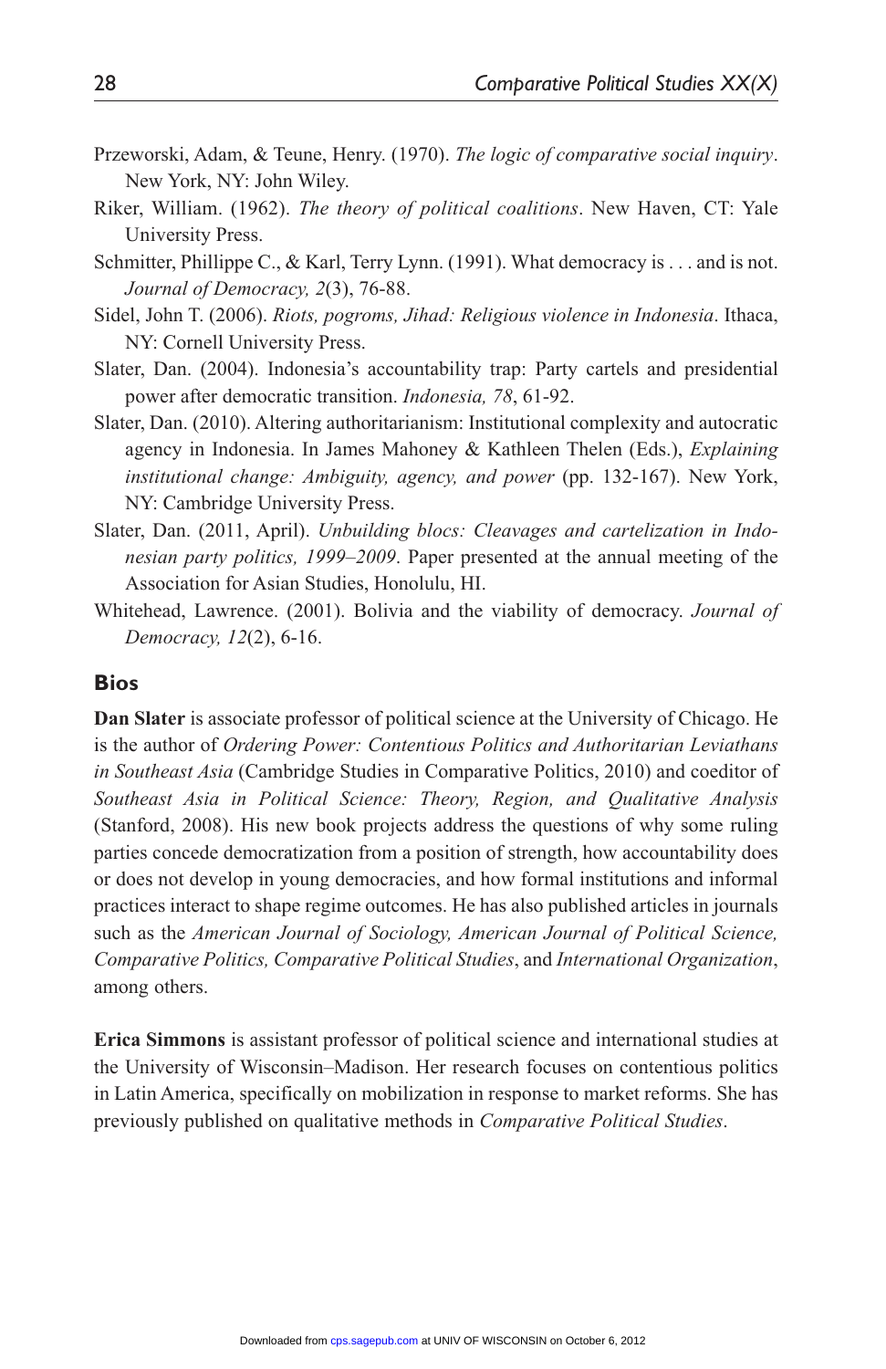Przeworski, Adam, & Teune, Henry. (1970). *The logic of comparative social inquiry*. New York, NY: John Wiley.

Riker, William. (1962). *The theory of political coalitions*. New Haven, CT: Yale University Press.

Schmitter, Phillippe C., & Karl, Terry Lynn. (1991). What democracy is . . . and is not. *Journal of Democracy, 2*(3), 76-88.

Sidel, John T. (2006). *Riots, pogroms, Jihad: Religious violence in Indonesia*. Ithaca, NY: Cornell University Press.

Slater, Dan. (2004). Indonesia's accountability trap: Party cartels and presidential power after democratic transition. *Indonesia, 78*, 61-92.

Slater, Dan. (2010). Altering authoritarianism: Institutional complexity and autocratic agency in Indonesia. In James Mahoney & Kathleen Thelen (Eds.), *Explaining institutional change: Ambiguity, agency, and power* (pp. 132-167). New York, NY: Cambridge University Press.

Slater, Dan. (2011, April). *Unbuilding blocs: Cleavages and cartelization in Indonesian party politics, 1999–2009*. Paper presented at the annual meeting of the Association for Asian Studies, Honolulu, HI.

Whitehead, Lawrence. (2001). Bolivia and the viability of democracy. *Journal of Democracy, 12*(2), 6-16.

## Bios

**Dan Slater** is associate professor of political science at the University of Chicago. He is the author of *Ordering Power: Contentious Politics and Authoritarian Leviathans in Southeast Asia* (Cambridge Studies in Comparative Politics, 2010) and coeditor of *Southeast Asia in Political Science: Theory, Region, and Qualitative Analysis* (Stanford, 2008). His new book projects address the questions of why some ruling parties concede democratization from a position of strength, how accountability does or does not develop in young democracies, and how formal institutions and informal practices interact to shape regime outcomes. He has also published articles in journals such as the *American Journal of Sociology, American Journal of Political Science, Comparative Politics, Comparative Political Studies*, and *International Organization*, among others.

**Erica Simmons** is assistant professor of political science and international studies at the University of Wisconsin–Madison. Her research focuses on contentious politics in Latin America, specifically on mobilization in response to market reforms. She has previously published on qualitative methods in *Comparative Political Studies*.